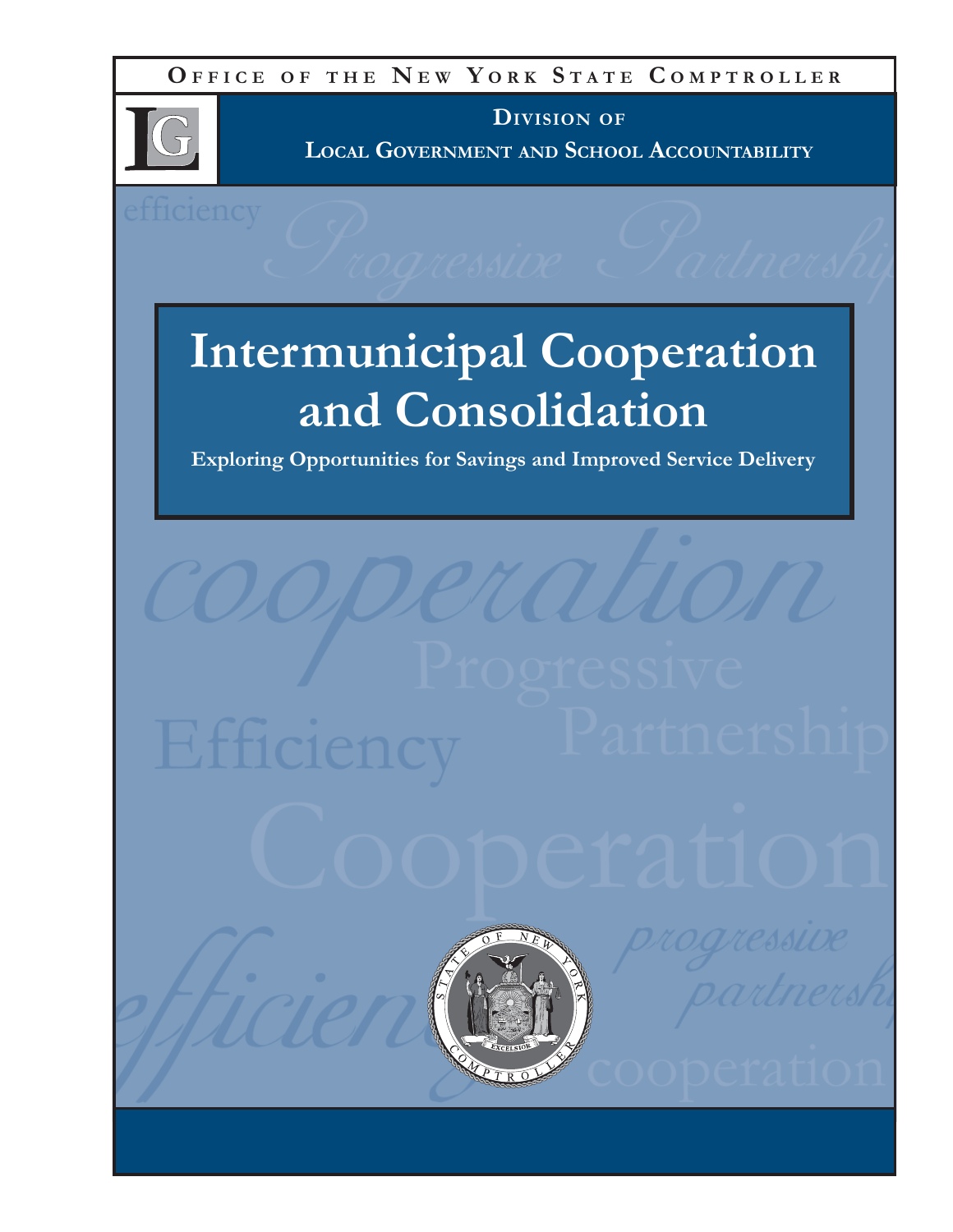**Office of the New York State Comptroller**

**Division of**
**Local Government and School Accountability**

# Intermunicipal Cooperation and Consolidation

**Exploring Opportunities for Savings and Improved Service Delivery**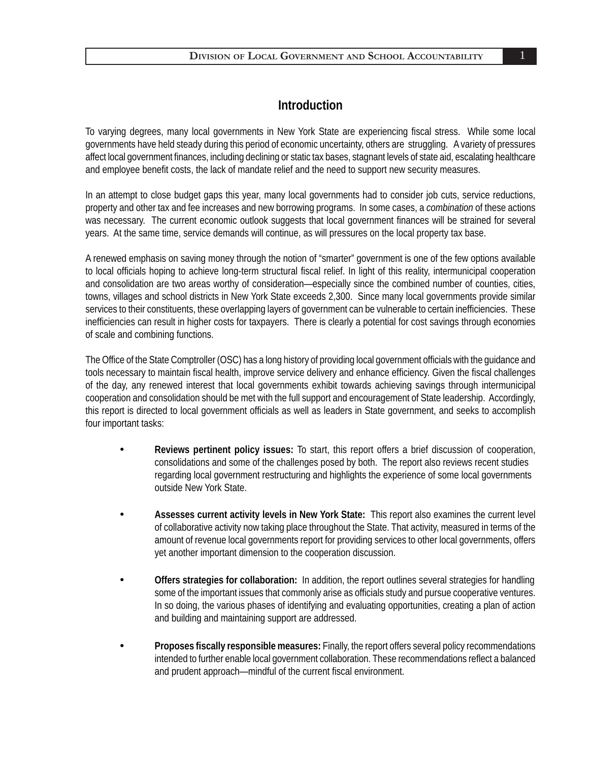# Introduction

To varying degrees, many local governments in New York State are experiencing fiscal stress. While some local governments have held steady during this period of economic uncertainty, others are struggling. A variety of pressures affect local government finances, including declining or static tax bases, stagnant levels of state aid, escalating healthcare and employee benefit costs, the lack of mandate relief and the need to support new security measures.

In an attempt to close budget gaps this year, many local governments had to consider job cuts, service reductions, property and other tax and fee increases and new borrowing programs. In some cases, a *combination* of these actions was necessary. The current economic outlook suggests that local government finances will be strained for several years. At the same time, service demands will continue, as will pressures on the local property tax base.

A renewed emphasis on saving money through the notion of "smarter" government is one of the few options available to local officials hoping to achieve long-term structural fiscal relief. In light of this reality, intermunicipal cooperation and consolidation are two areas worthy of consideration—especially since the combined number of counties, cities, towns, villages and school districts in New York State exceeds 2,300. Since many local governments provide similar services to their constituents, these overlapping layers of government can be vulnerable to certain inefficiencies. These inefficiencies can result in higher costs for taxpayers. There is clearly a potential for cost savings through economies of scale and combining functions.

The Office of the State Comptroller (OSC) has a long history of providing local government officials with the guidance and tools necessary to maintain fiscal health, improve service delivery and enhance efficiency. Given the fiscal challenges of the day, any renewed interest that local governments exhibit towards achieving savings through intermunicipal cooperation and consolidation should be met with the full support and encouragement of State leadership. Accordingly, this report is directed to local government officials as well as leaders in State government, and seeks to accomplish four important tasks:

- **Reviews pertinent policy issues:** To start, this report offers a brief discussion of cooperation, consolidations and some of the challenges posed by both. The report also reviews recent studies regarding local government restructuring and highlights the experience of some local governments outside New York State.

- **Assesses current activity levels in New York State:** This report also examines the current level of collaborative activity now taking place throughout the State. That activity, measured in terms of the amount of revenue local governments report for providing services to other local governments, offers yet another important dimension to the cooperation discussion.

- **Offers strategies for collaboration:** In addition, the report outlines several strategies for handling some of the important issues that commonly arise as officials study and pursue cooperative ventures. In so doing, the various phases of identifying and evaluating opportunities, creating a plan of action and building and maintaining support are addressed.

- **Proposes fiscally responsible measures:** Finally, the report offers several policy recommendations intended to further enable local government collaboration. These recommendations reflect a balanced and prudent approach—mindful of the current fiscal environment.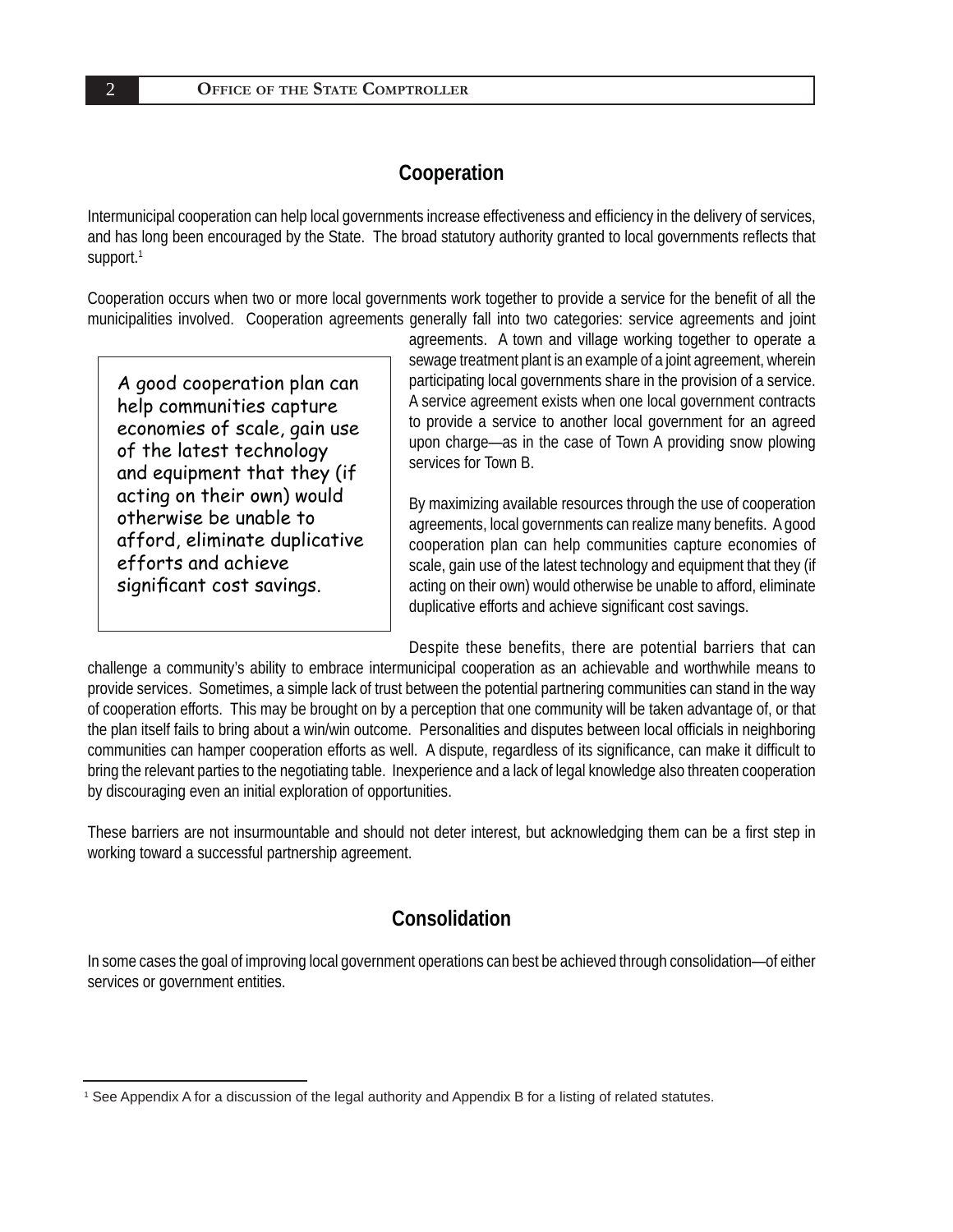## Cooperation

Intermunicipal cooperation can help local governments increase effectiveness and efficiency in the delivery of services, and has long been encouraged by the State. The broad statutory authority granted to local governments reflects that support.[1]

Cooperation occurs when two or more local governments work together to provide a service for the benefit of all the municipalities involved. Cooperation agreements generally fall into two categories: service agreements and joint agreements. A town and village working together to operate a sewage treatment plant is an example of a joint agreement, wherein participating local governments share in the provision of a service. A service agreement exists when one local government contracts to provide a service to another local government for an agreed upon charge—as in the case of Town A providing snow plowing services for Town B.

> A good cooperation plan can help communities capture economies of scale, gain use of the latest technology and equipment that they (if acting on their own) would otherwise be unable to afford, eliminate duplicative efforts and achieve significant cost savings.

By maximizing available resources through the use of cooperation agreements, local governments can realize many benefits. A good cooperation plan can help communities capture economies of scale, gain use of the latest technology and equipment that they (if acting on their own) would otherwise be unable to afford, eliminate duplicative efforts and achieve significant cost savings.

Despite these benefits, there are potential barriers that can challenge a community's ability to embrace intermunicipal cooperation as an achievable and worthwhile means to provide services. Sometimes, a simple lack of trust between the potential partnering communities can stand in the way of cooperation efforts. This may be brought on by a perception that one community will be taken advantage of, or that the plan itself fails to bring about a win/win outcome. Personalities and disputes between local officials in neighboring communities can hamper cooperation efforts as well. A dispute, regardless of its significance, can make it difficult to bring the relevant parties to the negotiating table. Inexperience and a lack of legal knowledge also threaten cooperation by discouraging even an initial exploration of opportunities.

These barriers are not insurmountable and should not deter interest, but acknowledging them can be a first step in working toward a successful partnership agreement.

## Consolidation

In some cases the goal of improving local government operations can best be achieved through consolidation—of either services or government entities.

---

[1] See Appendix A for a discussion of the legal authority and Appendix B for a listing of related statutes.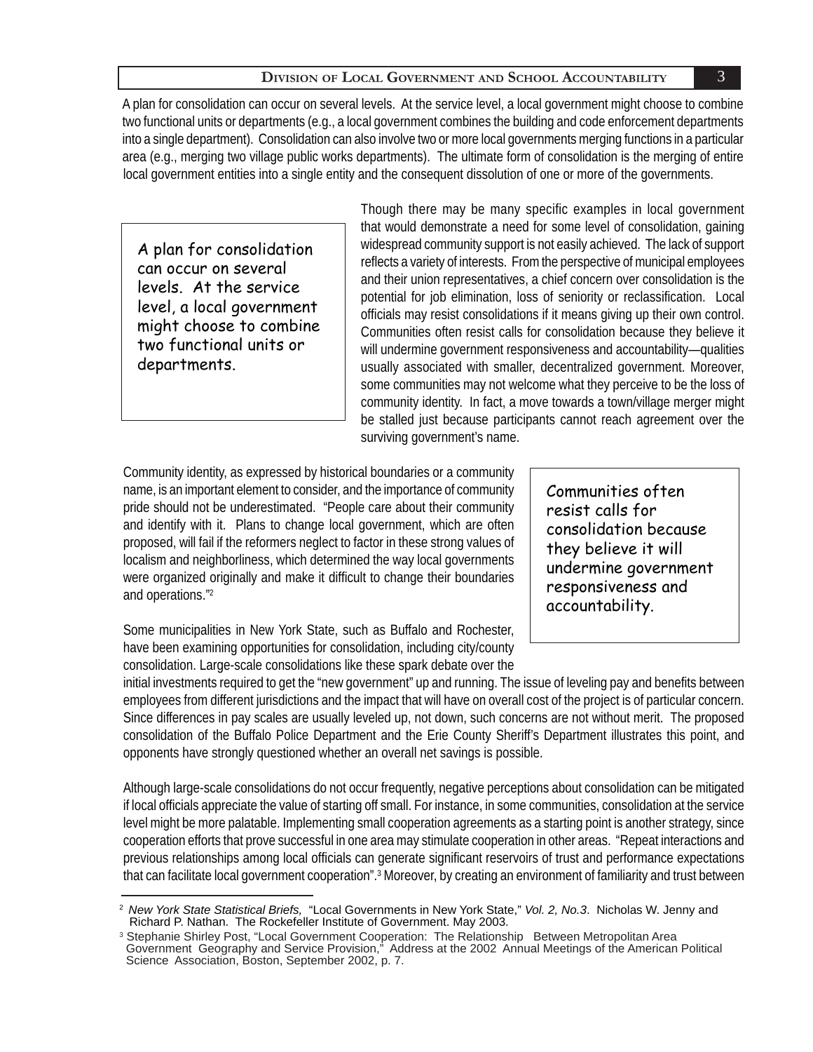A plan for consolidation can occur on several levels. At the service level, a local government might choose to combine two functional units or departments (e.g., a local government combines the building and code enforcement departments into a single department). Consolidation can also involve two or more local governments merging functions in a particular area (e.g., merging two village public works departments). The ultimate form of consolidation is the merging of entire local government entities into a single entity and the consequent dissolution of one or more of the governments.

> A plan for consolidation can occur on several levels. At the service level, a local government might choose to combine two functional units or departments.

Though there may be many specific examples in local government that would demonstrate a need for some level of consolidation, gaining widespread community support is not easily achieved. The lack of support reflects a variety of interests. From the perspective of municipal employees and their union representatives, a chief concern over consolidation is the potential for job elimination, loss of seniority or reclassification. Local officials may resist consolidations if it means giving up their own control. Communities often resist calls for consolidation because they believe it will undermine government responsiveness and accountability—qualities usually associated with smaller, decentralized government. Moreover, some communities may not welcome what they perceive to be the loss of community identity. In fact, a move towards a town/village merger might be stalled just because participants cannot reach agreement over the surviving government's name.

Community identity, as expressed by historical boundaries or a community name, is an important element to consider, and the importance of community pride should not be underestimated. "People care about their community and identify with it. Plans to change local government, which are often proposed, will fail if the reformers neglect to factor in these strong values of localism and neighborliness, which determined the way local governments were organized originally and make it difficult to change their boundaries and operations."[2]

> Communities often resist calls for consolidation because they believe it will undermine government responsiveness and accountability.

Some municipalities in New York State, such as Buffalo and Rochester, have been examining opportunities for consolidation, including city/county consolidation. Large-scale consolidations like these spark debate over the initial investments required to get the "new government" up and running. The issue of leveling pay and benefits between employees from different jurisdictions and the impact that will have on overall cost of the project is of particular concern. Since differences in pay scales are usually leveled up, not down, such concerns are not without merit. The proposed consolidation of the Buffalo Police Department and the Erie County Sheriff's Department illustrates this point, and opponents have strongly questioned whether an overall net savings is possible.

Although large-scale consolidations do not occur frequently, negative perceptions about consolidation can be mitigated if local officials appreciate the value of starting off small. For instance, in some communities, consolidation at the service level might be more palatable. Implementing small cooperation agreements as a starting point is another strategy, since cooperation efforts that prove successful in one area may stimulate cooperation in other areas. "Repeat interactions and previous relationships among local officials can generate significant reservoirs of trust and performance expectations that can facilitate local government cooperation".[3] Moreover, by creating an environment of familiarity and trust between

---

[2] *New York State Statistical Briefs,* "Local Governments in New York State," *Vol. 2, No.3*. Nicholas W. Jenny and Richard P. Nathan. The Rockefeller Institute of Government. May 2003.

[3] Stephanie Shirley Post, "Local Government Cooperation: The Relationship Between Metropolitan Area Government Geography and Service Provision," Address at the 2002 Annual Meetings of the American Political Science Association, Boston, September 2002, p. 7.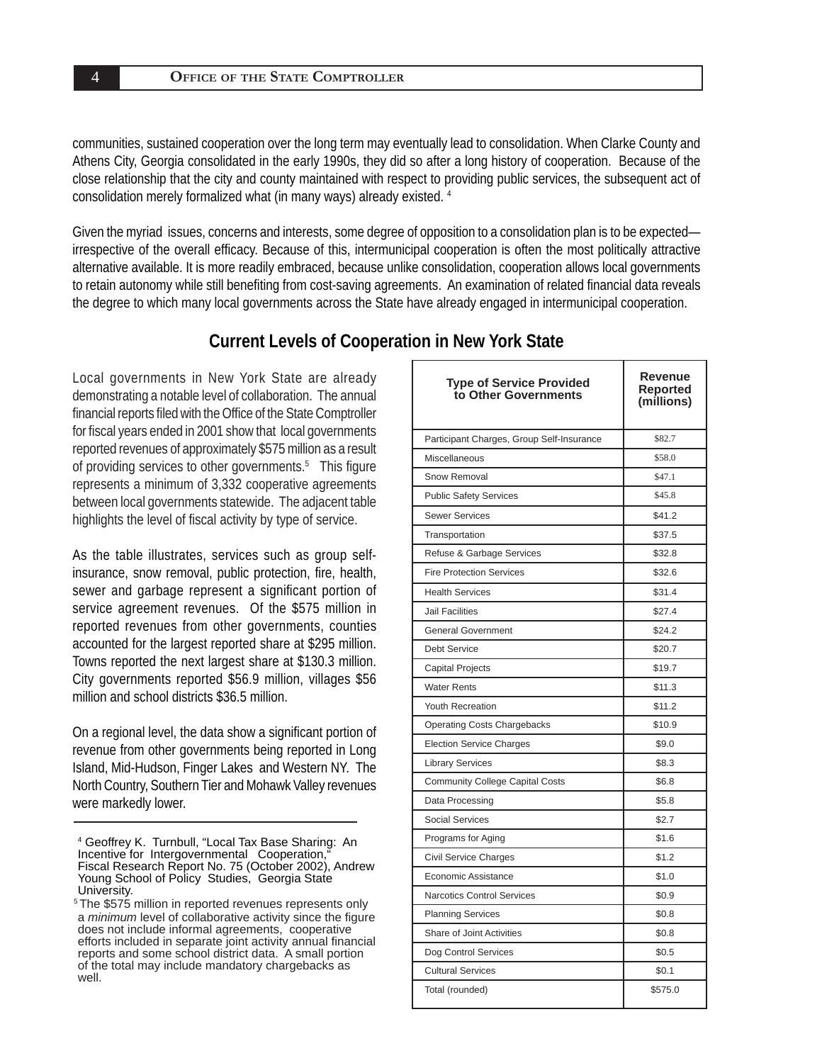communities, sustained cooperation over the long term may eventually lead to consolidation. When Clarke County and Athens City, Georgia consolidated in the early 1990s, they did so after a long history of cooperation. Because of the close relationship that the city and county maintained with respect to providing public services, the subsequent act of consolidation merely formalized what (in many ways) already existed. [4]

Given the myriad issues, concerns and interests, some degree of opposition to a consolidation plan is to be expected—irrespective of the overall efficacy. Because of this, intermunicipal cooperation is often the most politically attractive alternative available. It is more readily embraced, because unlike consolidation, cooperation allows local governments to retain autonomy while still benefiting from cost-saving agreements. An examination of related financial data reveals the degree to which many local governments across the State have already engaged in intermunicipal cooperation.

## Current Levels of Cooperation in New York State

Local governments in New York State are already demonstrating a notable level of collaboration. The annual financial reports filed with the Office of the State Comptroller for fiscal years ended in 2001 show that local governments reported revenues of approximately $575 million as a result of providing services to other governments.[5] This figure represents a minimum of 3,332 cooperative agreements between local governments statewide. The adjacent table highlights the level of fiscal activity by type of service.

As the table illustrates, services such as group self-insurance, snow removal, public protection, fire, health, sewer and garbage represent a significant portion of service agreement revenues. Of the $575 million in reported revenues from other governments, counties accounted for the largest reported share at $295 million. Towns reported the next largest share at $130.3 million. City governments reported $56.9 million, villages $56 million and school districts $36.5 million.

On a regional level, the data show a significant portion of revenue from other governments being reported in Long Island, Mid-Hudson, Finger Lakes and Western NY. The North Country, Southern Tier and Mohawk Valley revenues were markedly lower.

| Type of Service Provided to Other Governments | Revenue Reported (millions) |
|---|---|
| Participant Charges, Group Self-Insurance | $82.7 |
| Miscellaneous | $58.0 |
| Snow Removal | $47.1 |
| Public Safety Services | $45.8 |
| Sewer Services | $41.2 |
| Transportation | $37.5 |
| Refuse & Garbage Services | $32.8 |
| Fire Protection Services | $32.6 |
| Health Services | $31.4 |
| Jail Facilities | $27.4 |
| General Government | $24.2 |
| Debt Service | $20.7 |
| Capital Projects | $19.7 |
| Water Rents | $11.3 |
| Youth Recreation | $11.2 |
| Operating Costs Chargebacks | $10.9 |
| Election Service Charges | $9.0 |
| Library Services | $8.3 |
| Community College Capital Costs | $6.8 |
| Data Processing | $5.8 |
| Social Services | $2.7 |
| Programs for Aging | $1.6 |
| Civil Service Charges | $1.2 |
| Economic Assistance | $1.0 |
| Narcotics Control Services | $0.9 |
| Planning Services | $0.8 |
| Share of Joint Activities | $0.8 |
| Dog Control Services | $0.5 |
| Cultural Services | $0.1 |
| Total (rounded) | $575.0 |

---

[4] Geoffrey K. Turnbull, "Local Tax Base Sharing: An Incentive for Intergovernmental Cooperation," Fiscal Research Report No. 75 (October 2002), Andrew Young School of Policy Studies, Georgia State University.

[5] The $575 million in reported revenues represents only a *minimum* level of collaborative activity since the figure does not include informal agreements, cooperative efforts included in separate joint activity annual financial reports and some school district data. A small portion of the total may include mandatory chargebacks as well.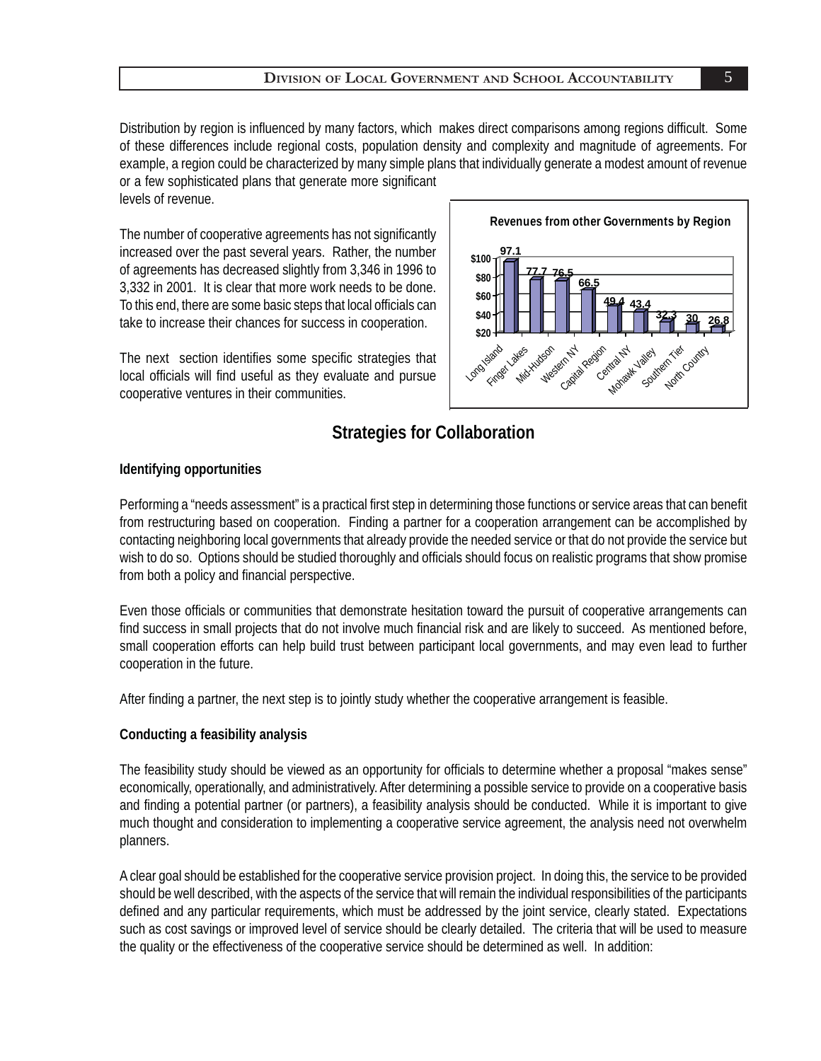Distribution by region is influenced by many factors, which makes direct comparisons among regions difficult. Some of these differences include regional costs, population density and complexity and magnitude of agreements. For example, a region could be characterized by many simple plans that individually generate a modest amount of revenue or a few sophisticated plans that generate more significant levels of revenue.

The number of cooperative agreements has not significantly increased over the past several years. Rather, the number of agreements has decreased slightly from 3,346 in 1996 to 3,332 in 2001. It is clear that more work needs to be done. To this end, there are some basic steps that local officials can take to increase their chances for success in cooperation.

The next section identifies some specific strategies that local officials will find useful as they evaluate and pursue cooperative ventures in their communities.

**Revenues from other Governments by Region**

| Region | Revenue ($) |
|---|---|
| Long Island | 97.1 |
| Finger Lakes | 77.7 |
| Mid-Hudson | 76.5 |
| Western NY | 66.5 |
| Capital Region | 49.4 |
| Central NY | 43.4 |
| Mohawk Valley | 32.3 |
| Southern Tier | 30 |
| North Country | 26.8 |

## Strategies for Collaboration

**Identifying opportunities**

Performing a "needs assessment" is a practical first step in determining those functions or service areas that can benefit from restructuring based on cooperation. Finding a partner for a cooperation arrangement can be accomplished by contacting neighboring local governments that already provide the needed service or that do not provide the service but wish to do so. Options should be studied thoroughly and officials should focus on realistic programs that show promise from both a policy and financial perspective.

Even those officials or communities that demonstrate hesitation toward the pursuit of cooperative arrangements can find success in small projects that do not involve much financial risk and are likely to succeed. As mentioned before, small cooperation efforts can help build trust between participant local governments, and may even lead to further cooperation in the future.

After finding a partner, the next step is to jointly study whether the cooperative arrangement is feasible.

**Conducting a feasibility analysis**

The feasibility study should be viewed as an opportunity for officials to determine whether a proposal "makes sense" economically, operationally, and administratively. After determining a possible service to provide on a cooperative basis and finding a potential partner (or partners), a feasibility analysis should be conducted. While it is important to give much thought and consideration to implementing a cooperative service agreement, the analysis need not overwhelm planners.

A clear goal should be established for the cooperative service provision project. In doing this, the service to be provided should be well described, with the aspects of the service that will remain the individual responsibilities of the participants defined and any particular requirements, which must be addressed by the joint service, clearly stated. Expectations such as cost savings or improved level of service should be clearly detailed. The criteria that will be used to measure the quality or the effectiveness of the cooperative service should be determined as well. In addition: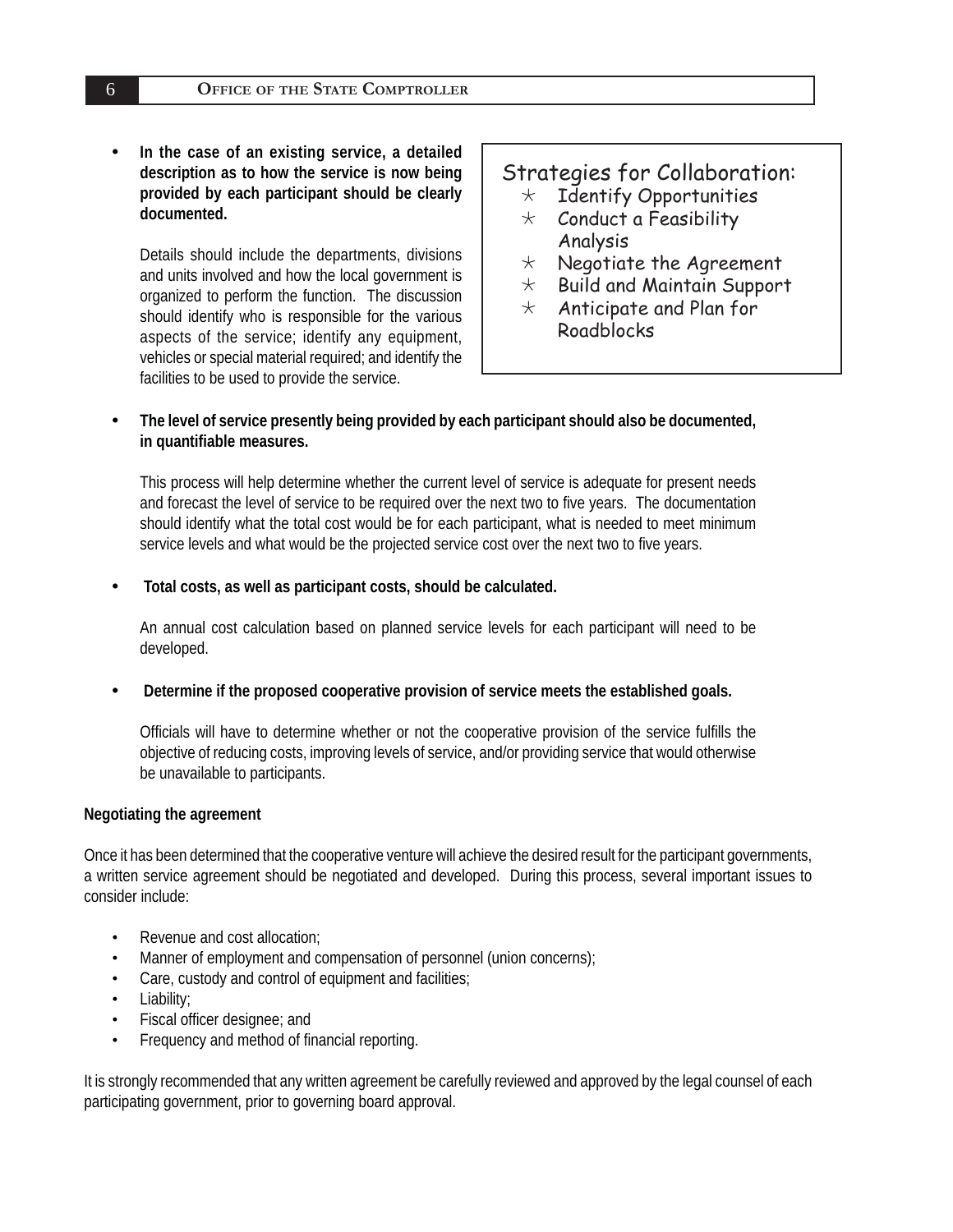- **In the case of an existing service, a detailed description as to how the service is now being provided by each participant should be clearly documented.**

  Details should include the departments, divisions and units involved and how the local government is organized to perform the function. The discussion should identify who is responsible for the various aspects of the service; identify any equipment, vehicles or special material required; and identify the facilities to be used to provide the service.

> Strategies for Collaboration:
> - Identify Opportunities
> - Conduct a Feasibility Analysis
> - Negotiate the Agreement
> - Build and Maintain Support
> - Anticipate and Plan for Roadblocks

- **The level of service presently being provided by each participant should also be documented, in quantifiable measures.**

  This process will help determine whether the current level of service is adequate for present needs and forecast the level of service to be required over the next two to five years. The documentation should identify what the total cost would be for each participant, what is needed to meet minimum service levels and what would be the projected service cost over the next two to five years.

- **Total costs, as well as participant costs, should be calculated.**

  An annual cost calculation based on planned service levels for each participant will need to be developed.

- **Determine if the proposed cooperative provision of service meets the established goals.**

  Officials will have to determine whether or not the cooperative provision of the service fulfills the objective of reducing costs, improving levels of service, and/or providing service that would otherwise be unavailable to participants.

**Negotiating the agreement**

Once it has been determined that the cooperative venture will achieve the desired result for the participant governments, a written service agreement should be negotiated and developed. During this process, several important issues to consider include:

- Revenue and cost allocation;
- Manner of employment and compensation of personnel (union concerns);
- Care, custody and control of equipment and facilities;
- Liability;
- Fiscal officer designee; and
- Frequency and method of financial reporting.

It is strongly recommended that any written agreement be carefully reviewed and approved by the legal counsel of each participating government, prior to governing board approval.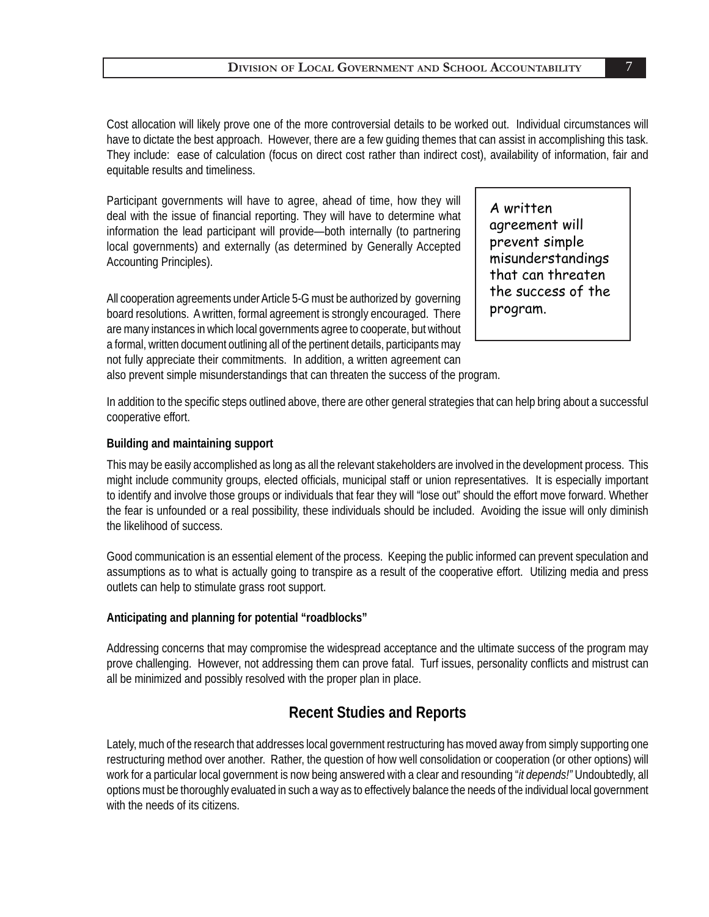Cost allocation will likely prove one of the more controversial details to be worked out. Individual circumstances will have to dictate the best approach. However, there are a few guiding themes that can assist in accomplishing this task. They include: ease of calculation (focus on direct cost rather than indirect cost), availability of information, fair and equitable results and timeliness.

Participant governments will have to agree, ahead of time, how they will deal with the issue of financial reporting. They will have to determine what information the lead participant will provide—both internally (to partnering local governments) and externally (as determined by Generally Accepted Accounting Principles).

> A written agreement will prevent simple misunderstandings that can threaten the success of the program.

All cooperation agreements under Article 5-G must be authorized by governing board resolutions. A written, formal agreement is strongly encouraged. There are many instances in which local governments agree to cooperate, but without a formal, written document outlining all of the pertinent details, participants may not fully appreciate their commitments. In addition, a written agreement can also prevent simple misunderstandings that can threaten the success of the program.

In addition to the specific steps outlined above, there are other general strategies that can help bring about a successful cooperative effort.

**Building and maintaining support**

This may be easily accomplished as long as all the relevant stakeholders are involved in the development process. This might include community groups, elected officials, municipal staff or union representatives. It is especially important to identify and involve those groups or individuals that fear they will "lose out" should the effort move forward. Whether the fear is unfounded or a real possibility, these individuals should be included. Avoiding the issue will only diminish the likelihood of success.

Good communication is an essential element of the process. Keeping the public informed can prevent speculation and assumptions as to what is actually going to transpire as a result of the cooperative effort. Utilizing media and press outlets can help to stimulate grass root support.

**Anticipating and planning for potential "roadblocks"**

Addressing concerns that may compromise the widespread acceptance and the ultimate success of the program may prove challenging. However, not addressing them can prove fatal. Turf issues, personality conflicts and mistrust can all be minimized and possibly resolved with the proper plan in place.

## Recent Studies and Reports

Lately, much of the research that addresses local government restructuring has moved away from simply supporting one restructuring method over another. Rather, the question of how well consolidation or cooperation (or other options) will work for a particular local government is now being answered with a clear and resounding "*it depends!"* Undoubtedly, all options must be thoroughly evaluated in such a way as to effectively balance the needs of the individual local government with the needs of its citizens.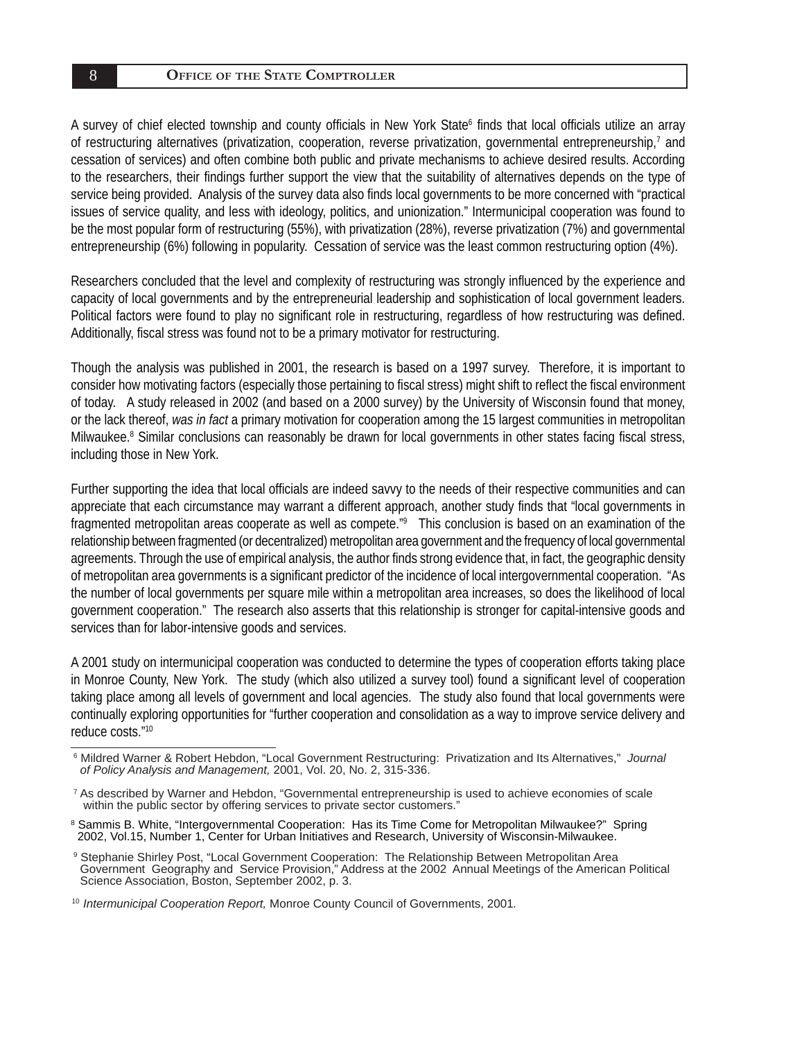A survey of chief elected township and county officials in New York State[6] finds that local officials utilize an array of restructuring alternatives (privatization, cooperation, reverse privatization, governmental entrepreneurship,[7] and cessation of services) and often combine both public and private mechanisms to achieve desired results. According to the researchers, their findings further support the view that the suitability of alternatives depends on the type of service being provided. Analysis of the survey data also finds local governments to be more concerned with "practical issues of service quality, and less with ideology, politics, and unionization." Intermunicipal cooperation was found to be the most popular form of restructuring (55%), with privatization (28%), reverse privatization (7%) and governmental entrepreneurship (6%) following in popularity. Cessation of service was the least common restructuring option (4%).

Researchers concluded that the level and complexity of restructuring was strongly influenced by the experience and capacity of local governments and by the entrepreneurial leadership and sophistication of local government leaders. Political factors were found to play no significant role in restructuring, regardless of how restructuring was defined. Additionally, fiscal stress was found not to be a primary motivator for restructuring.

Though the analysis was published in 2001, the research is based on a 1997 survey. Therefore, it is important to consider how motivating factors (especially those pertaining to fiscal stress) might shift to reflect the fiscal environment of today. A study released in 2002 (and based on a 2000 survey) by the University of Wisconsin found that money, or the lack thereof, *was in fact* a primary motivation for cooperation among the 15 largest communities in metropolitan Milwaukee.[8] Similar conclusions can reasonably be drawn for local governments in other states facing fiscal stress, including those in New York.

Further supporting the idea that local officials are indeed savvy to the needs of their respective communities and can appreciate that each circumstance may warrant a different approach, another study finds that "local governments in fragmented metropolitan areas cooperate as well as compete."[9] This conclusion is based on an examination of the relationship between fragmented (or decentralized) metropolitan area government and the frequency of local governmental agreements. Through the use of empirical analysis, the author finds strong evidence that, in fact, the geographic density of metropolitan area governments is a significant predictor of the incidence of local intergovernmental cooperation. "As the number of local governments per square mile within a metropolitan area increases, so does the likelihood of local government cooperation." The research also asserts that this relationship is stronger for capital-intensive goods and services than for labor-intensive goods and services.

A 2001 study on intermunicipal cooperation was conducted to determine the types of cooperation efforts taking place in Monroe County, New York. The study (which also utilized a survey tool) found a significant level of cooperation taking place among all levels of government and local agencies. The study also found that local governments were continually exploring opportunities for "further cooperation and consolidation as a way to improve service delivery and reduce costs."[10]

---

[6] Mildred Warner & Robert Hebdon, "Local Government Restructuring: Privatization and Its Alternatives," *Journal of Policy Analysis and Management,* 2001, Vol. 20, No. 2, 315-336.

[7] As described by Warner and Hebdon, "Governmental entrepreneurship is used to achieve economies of scale within the public sector by offering services to private sector customers."

[8] Sammis B. White, "Intergovernmental Cooperation: Has its Time Come for Metropolitan Milwaukee?" Spring 2002, Vol.15, Number 1, Center for Urban Initiatives and Research, University of Wisconsin-Milwaukee.

[9] Stephanie Shirley Post, "Local Government Cooperation: The Relationship Between Metropolitan Area Government Geography and Service Provision," Address at the 2002 Annual Meetings of the American Political Science Association, Boston, September 2002, p. 3.

[10] *Intermunicipal Cooperation Report,* Monroe County Council of Governments, 2001.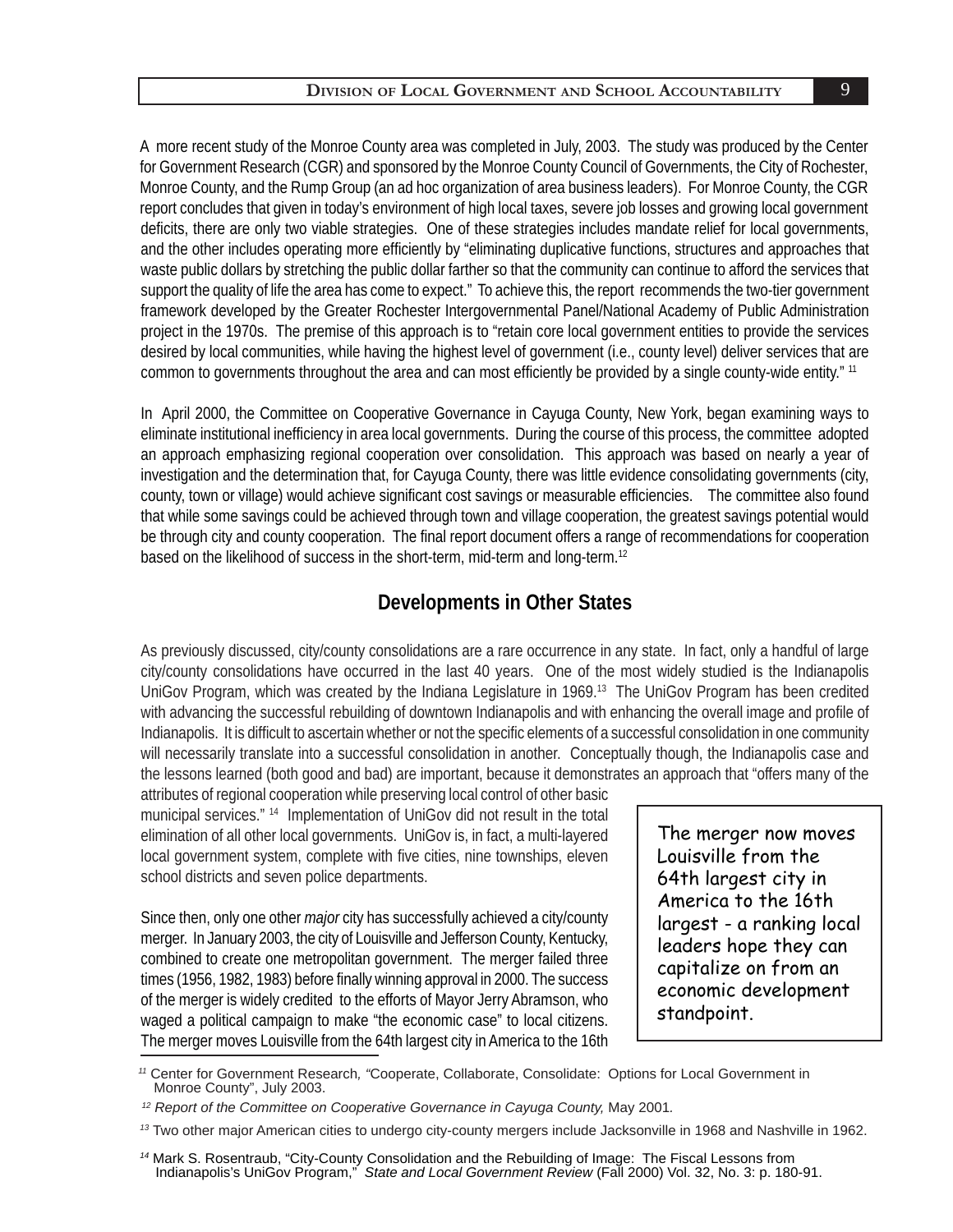A more recent study of the Monroe County area was completed in July, 2003. The study was produced by the Center for Government Research (CGR) and sponsored by the Monroe County Council of Governments, the City of Rochester, Monroe County, and the Rump Group (an ad hoc organization of area business leaders). For Monroe County, the CGR report concludes that given in today's environment of high local taxes, severe job losses and growing local government deficits, there are only two viable strategies. One of these strategies includes mandate relief for local governments, and the other includes operating more efficiently by "eliminating duplicative functions, structures and approaches that waste public dollars by stretching the public dollar farther so that the community can continue to afford the services that support the quality of life the area has come to expect." To achieve this, the report recommends the two-tier government framework developed by the Greater Rochester Intergovernmental Panel/National Academy of Public Administration project in the 1970s. The premise of this approach is to "retain core local government entities to provide the services desired by local communities, while having the highest level of government (i.e., county level) deliver services that are common to governments throughout the area and can most efficiently be provided by a single county-wide entity." [11]

In April 2000, the Committee on Cooperative Governance in Cayuga County, New York, began examining ways to eliminate institutional inefficiency in area local governments. During the course of this process, the committee adopted an approach emphasizing regional cooperation over consolidation. This approach was based on nearly a year of investigation and the determination that, for Cayuga County, there was little evidence consolidating governments (city, county, town or village) would achieve significant cost savings or measurable efficiencies. The committee also found that while some savings could be achieved through town and village cooperation, the greatest savings potential would be through city and county cooperation. The final report document offers a range of recommendations for cooperation based on the likelihood of success in the short-term, mid-term and long-term.[12]

## Developments in Other States

As previously discussed, city/county consolidations are a rare occurrence in any state. In fact, only a handful of large city/county consolidations have occurred in the last 40 years. One of the most widely studied is the Indianapolis UniGov Program, which was created by the Indiana Legislature in 1969.[13] The UniGov Program has been credited with advancing the successful rebuilding of downtown Indianapolis and with enhancing the overall image and profile of Indianapolis. It is difficult to ascertain whether or not the specific elements of a successful consolidation in one community will necessarily translate into a successful consolidation in another. Conceptually though, the Indianapolis case and the lessons learned (both good and bad) are important, because it demonstrates an approach that "offers many of the attributes of regional cooperation while preserving local control of other basic municipal services." [14] Implementation of UniGov did not result in the total elimination of all other local governments. UniGov is, in fact, a multi-layered local government system, complete with five cities, nine townships, eleven school districts and seven police departments.

> The merger now moves Louisville from the 64th largest city in America to the 16th largest - a ranking local leaders hope they can capitalize on from an economic development standpoint.

Since then, only one other *major* city has successfully achieved a city/county merger. In January 2003, the city of Louisville and Jefferson County, Kentucky, combined to create one metropolitan government. The merger failed three times (1956, 1982, 1983) before finally winning approval in 2000. The success of the merger is widely credited to the efforts of Mayor Jerry Abramson, who waged a political campaign to make "the economic case" to local citizens. The merger moves Louisville from the 64th largest city in America to the 16th

---

[11] Center for Government Research, "Cooperate, Collaborate, Consolidate: Options for Local Government in Monroe County", July 2003.

[12] *Report of the Committee on Cooperative Governance in Cayuga County,* May 2001.

[13] Two other major American cities to undergo city-county mergers include Jacksonville in 1968 and Nashville in 1962.

[14] Mark S. Rosentraub, "City-County Consolidation and the Rebuilding of Image: The Fiscal Lessons from Indianapolis's UniGov Program," *State and Local Government Review* (Fall 2000) Vol. 32, No. 3: p. 180-91.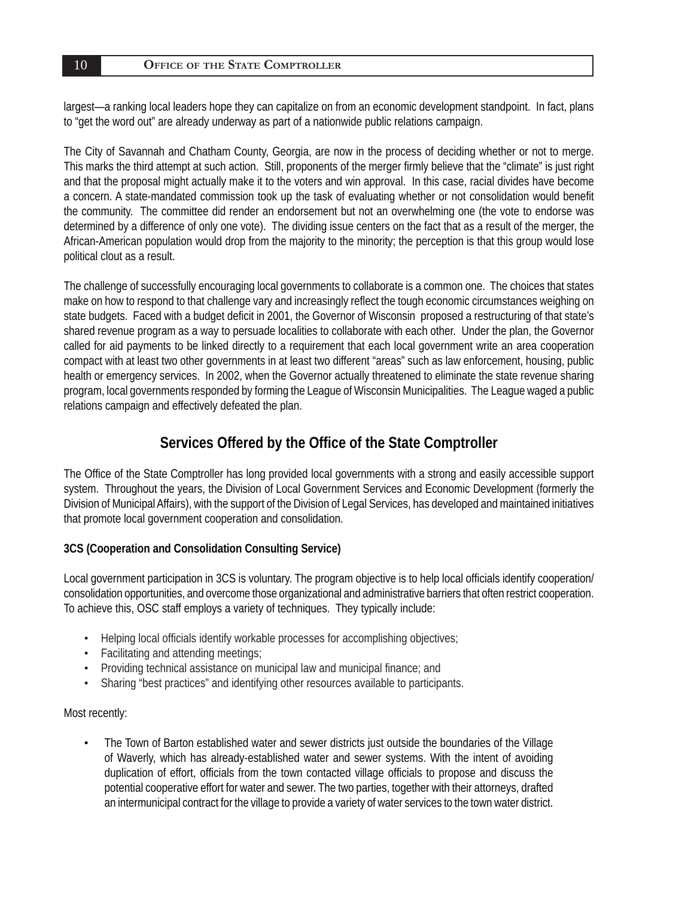largest—a ranking local leaders hope they can capitalize on from an economic development standpoint. In fact, plans to "get the word out" are already underway as part of a nationwide public relations campaign.

The City of Savannah and Chatham County, Georgia, are now in the process of deciding whether or not to merge. This marks the third attempt at such action. Still, proponents of the merger firmly believe that the "climate" is just right and that the proposal might actually make it to the voters and win approval. In this case, racial divides have become a concern. A state-mandated commission took up the task of evaluating whether or not consolidation would benefit the community. The committee did render an endorsement but not an overwhelming one (the vote to endorse was determined by a difference of only one vote). The dividing issue centers on the fact that as a result of the merger, the African-American population would drop from the majority to the minority; the perception is that this group would lose political clout as a result.

The challenge of successfully encouraging local governments to collaborate is a common one. The choices that states make on how to respond to that challenge vary and increasingly reflect the tough economic circumstances weighing on state budgets. Faced with a budget deficit in 2001, the Governor of Wisconsin proposed a restructuring of that state's shared revenue program as a way to persuade localities to collaborate with each other. Under the plan, the Governor called for aid payments to be linked directly to a requirement that each local government write an area cooperation compact with at least two other governments in at least two different "areas" such as law enforcement, housing, public health or emergency services. In 2002, when the Governor actually threatened to eliminate the state revenue sharing program, local governments responded by forming the League of Wisconsin Municipalities. The League waged a public relations campaign and effectively defeated the plan.

## Services Offered by the Office of the State Comptroller

The Office of the State Comptroller has long provided local governments with a strong and easily accessible support system. Throughout the years, the Division of Local Government Services and Economic Development (formerly the Division of Municipal Affairs), with the support of the Division of Legal Services, has developed and maintained initiatives that promote local government cooperation and consolidation.

**3CS (Cooperation and Consolidation Consulting Service)**

Local government participation in 3CS is voluntary. The program objective is to help local officials identify cooperation/consolidation opportunities, and overcome those organizational and administrative barriers that often restrict cooperation. To achieve this, OSC staff employs a variety of techniques. They typically include:

- Helping local officials identify workable processes for accomplishing objectives;
- Facilitating and attending meetings;
- Providing technical assistance on municipal law and municipal finance; and
- Sharing "best practices" and identifying other resources available to participants.

Most recently:

- The Town of Barton established water and sewer districts just outside the boundaries of the Village of Waverly, which has already-established water and sewer systems. With the intent of avoiding duplication of effort, officials from the town contacted village officials to propose and discuss the potential cooperative effort for water and sewer. The two parties, together with their attorneys, drafted an intermunicipal contract for the village to provide a variety of water services to the town water district.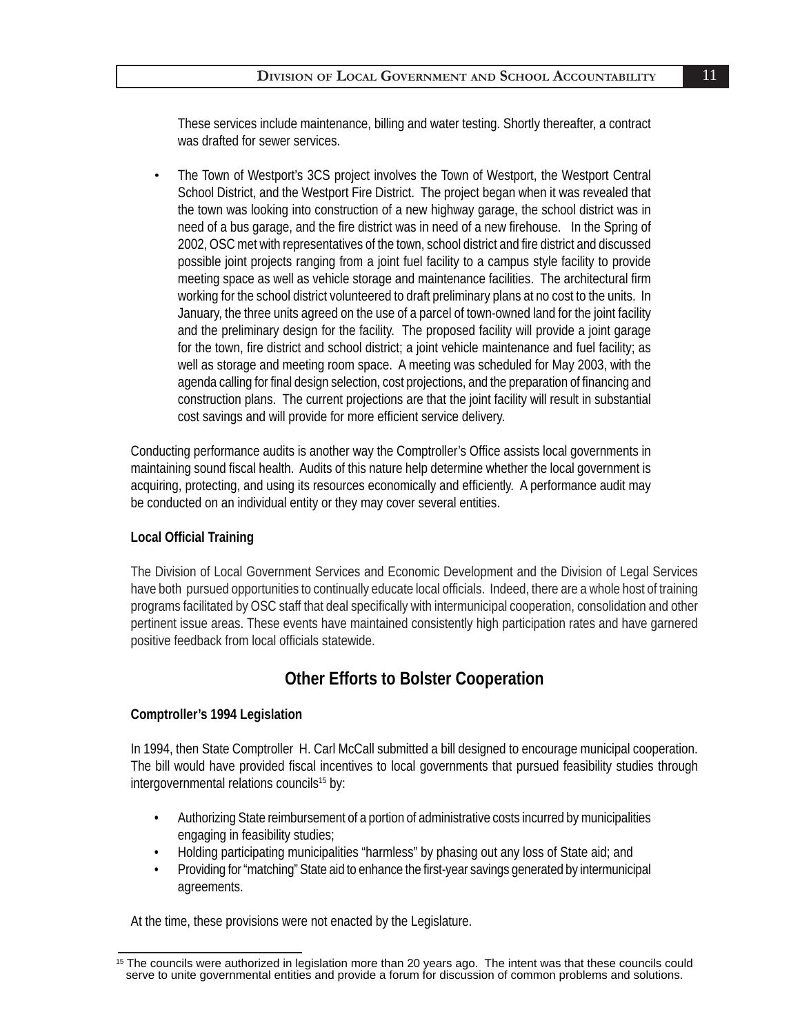These services include maintenance, billing and water testing. Shortly thereafter, a contract was drafted for sewer services.

- The Town of Westport's 3CS project involves the Town of Westport, the Westport Central School District, and the Westport Fire District. The project began when it was revealed that the town was looking into construction of a new highway garage, the school district was in need of a bus garage, and the fire district was in need of a new firehouse. In the Spring of 2002, OSC met with representatives of the town, school district and fire district and discussed possible joint projects ranging from a joint fuel facility to a campus style facility to provide meeting space as well as vehicle storage and maintenance facilities. The architectural firm working for the school district volunteered to draft preliminary plans at no cost to the units. In January, the three units agreed on the use of a parcel of town-owned land for the joint facility and the preliminary design for the facility. The proposed facility will provide a joint garage for the town, fire district and school district; a joint vehicle maintenance and fuel facility; as well as storage and meeting room space. A meeting was scheduled for May 2003, with the agenda calling for final design selection, cost projections, and the preparation of financing and construction plans. The current projections are that the joint facility will result in substantial cost savings and will provide for more efficient service delivery.

Conducting performance audits is another way the Comptroller's Office assists local governments in maintaining sound fiscal health. Audits of this nature help determine whether the local government is acquiring, protecting, and using its resources economically and efficiently. A performance audit may be conducted on an individual entity or they may cover several entities.

**Local Official Training**

The Division of Local Government Services and Economic Development and the Division of Legal Services have both pursued opportunities to continually educate local officials. Indeed, there are a whole host of training programs facilitated by OSC staff that deal specifically with intermunicipal cooperation, consolidation and other pertinent issue areas. These events have maintained consistently high participation rates and have garnered positive feedback from local officials statewide.

## Other Efforts to Bolster Cooperation

**Comptroller's 1994 Legislation**

In 1994, then State Comptroller H. Carl McCall submitted a bill designed to encourage municipal cooperation. The bill would have provided fiscal incentives to local governments that pursued feasibility studies through intergovernmental relations councils[15] by:

- Authorizing State reimbursement of a portion of administrative costs incurred by municipalities engaging in feasibility studies;
- Holding participating municipalities "harmless" by phasing out any loss of State aid; and
- Providing for "matching" State aid to enhance the first-year savings generated by intermunicipal agreements.

At the time, these provisions were not enacted by the Legislature.

[15] The councils were authorized in legislation more than 20 years ago. The intent was that these councils could serve to unite governmental entities and provide a forum for discussion of common problems and solutions.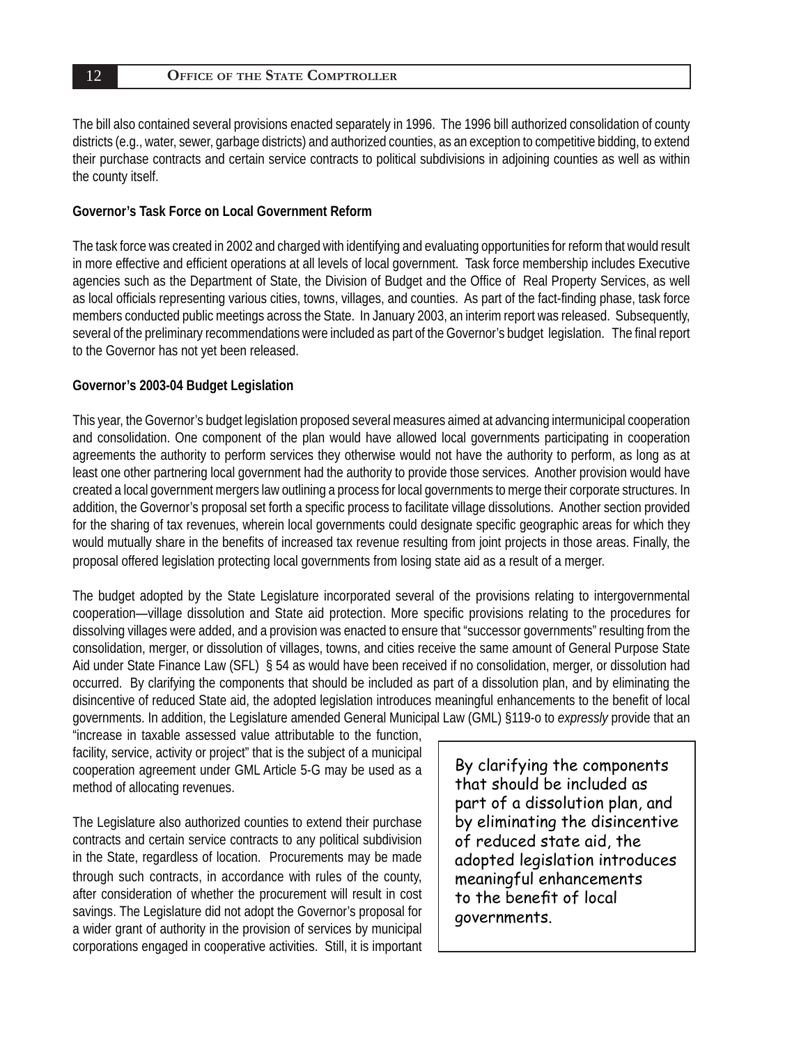The bill also contained several provisions enacted separately in 1996. The 1996 bill authorized consolidation of county districts (e.g., water, sewer, garbage districts) and authorized counties, as an exception to competitive bidding, to extend their purchase contracts and certain service contracts to political subdivisions in adjoining counties as well as within the county itself.

**Governor's Task Force on Local Government Reform**

The task force was created in 2002 and charged with identifying and evaluating opportunities for reform that would result in more effective and efficient operations at all levels of local government. Task force membership includes Executive agencies such as the Department of State, the Division of Budget and the Office of Real Property Services, as well as local officials representing various cities, towns, villages, and counties. As part of the fact-finding phase, task force members conducted public meetings across the State. In January 2003, an interim report was released. Subsequently, several of the preliminary recommendations were included as part of the Governor's budget legislation. The final report to the Governor has not yet been released.

**Governor's 2003-04 Budget Legislation**

This year, the Governor's budget legislation proposed several measures aimed at advancing intermunicipal cooperation and consolidation. One component of the plan would have allowed local governments participating in cooperation agreements the authority to perform services they otherwise would not have the authority to perform, as long as at least one other partnering local government had the authority to provide those services. Another provision would have created a local government mergers law outlining a process for local governments to merge their corporate structures. In addition, the Governor's proposal set forth a specific process to facilitate village dissolutions. Another section provided for the sharing of tax revenues, wherein local governments could designate specific geographic areas for which they would mutually share in the benefits of increased tax revenue resulting from joint projects in those areas. Finally, the proposal offered legislation protecting local governments from losing state aid as a result of a merger.

The budget adopted by the State Legislature incorporated several of the provisions relating to intergovernmental cooperation—village dissolution and State aid protection. More specific provisions relating to the procedures for dissolving villages were added, and a provision was enacted to ensure that "successor governments" resulting from the consolidation, merger, or dissolution of villages, towns, and cities receive the same amount of General Purpose State Aid under State Finance Law (SFL) § 54 as would have been received if no consolidation, merger, or dissolution had occurred. By clarifying the components that should be included as part of a dissolution plan, and by eliminating the disincentive of reduced State aid, the adopted legislation introduces meaningful enhancements to the benefit of local governments. In addition, the Legislature amended General Municipal Law (GML) §119-o to *expressly* provide that an "increase in taxable assessed value attributable to the function, facility, service, activity or project" that is the subject of a municipal cooperation agreement under GML Article 5-G may be used as a method of allocating revenues.

> By clarifying the components that should be included as part of a dissolution plan, and by eliminating the disincentive of reduced state aid, the adopted legislation introduces meaningful enhancements to the benefit of local governments.

The Legislature also authorized counties to extend their purchase contracts and certain service contracts to any political subdivision in the State, regardless of location. Procurements may be made through such contracts, in accordance with rules of the county, after consideration of whether the procurement will result in cost savings. The Legislature did not adopt the Governor's proposal for a wider grant of authority in the provision of services by municipal corporations engaged in cooperative activities. Still, it is important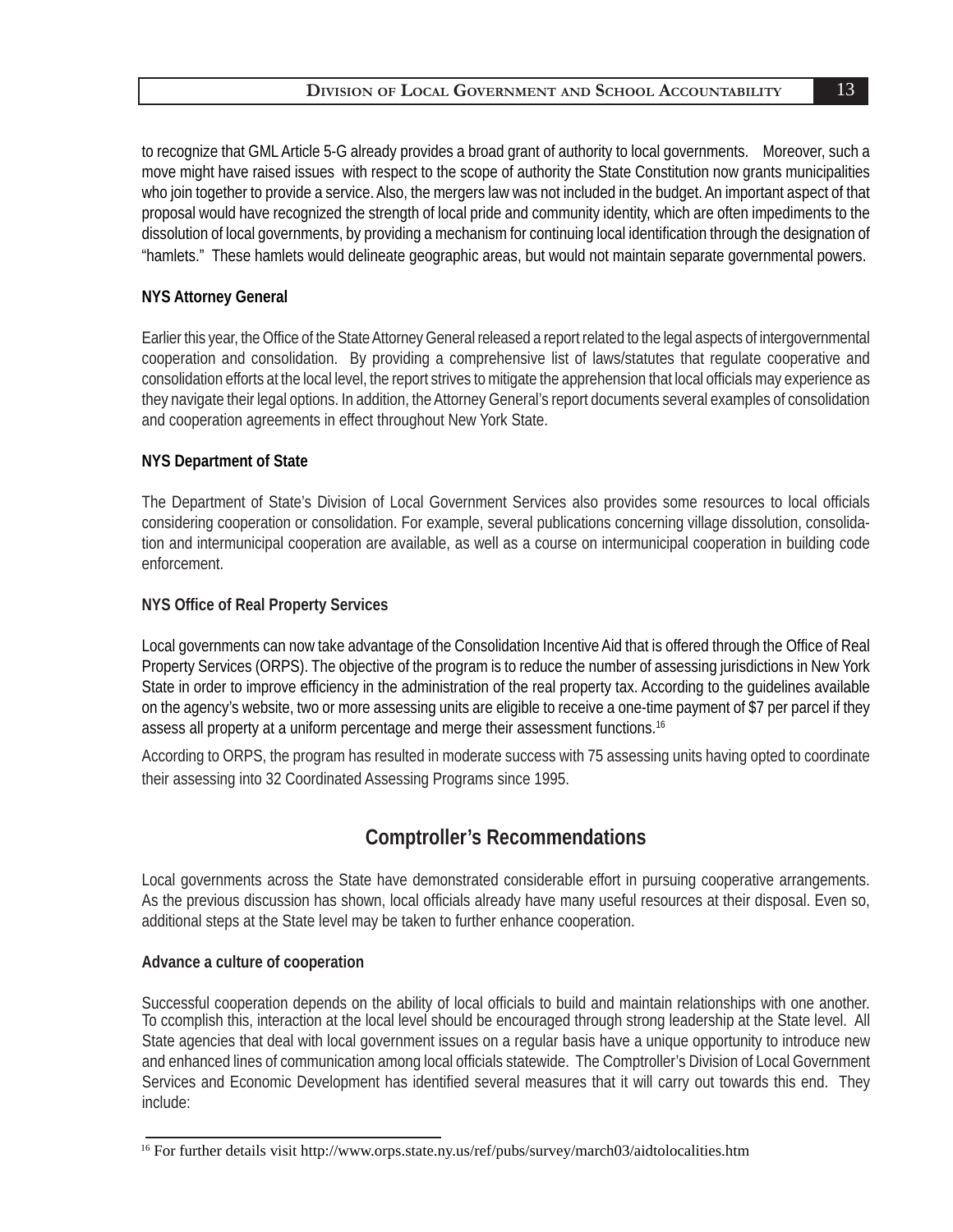to recognize that GML Article 5-G already provides a broad grant of authority to local governments. Moreover, such a move might have raised issues with respect to the scope of authority the State Constitution now grants municipalities who join together to provide a service. Also, the mergers law was not included in the budget. An important aspect of that proposal would have recognized the strength of local pride and community identity, which are often impediments to the dissolution of local governments, by providing a mechanism for continuing local identification through the designation of "hamlets." These hamlets would delineate geographic areas, but would not maintain separate governmental powers.

**NYS Attorney General**

Earlier this year, the Office of the State Attorney General released a report related to the legal aspects of intergovernmental cooperation and consolidation. By providing a comprehensive list of laws/statutes that regulate cooperative and consolidation efforts at the local level, the report strives to mitigate the apprehension that local officials may experience as they navigate their legal options. In addition, the Attorney General's report documents several examples of consolidation and cooperation agreements in effect throughout New York State.

**NYS Department of State**

The Department of State's Division of Local Government Services also provides some resources to local officials considering cooperation or consolidation. For example, several publications concerning village dissolution, consolidation and intermunicipal cooperation are available, as well as a course on intermunicipal cooperation in building code enforcement.

**NYS Office of Real Property Services**

Local governments can now take advantage of the Consolidation Incentive Aid that is offered through the Office of Real Property Services (ORPS). The objective of the program is to reduce the number of assessing jurisdictions in New York State in order to improve efficiency in the administration of the real property tax. According to the guidelines available on the agency's website, two or more assessing units are eligible to receive a one-time payment of $7 per parcel if they assess all property at a uniform percentage and merge their assessment functions.[16]

According to ORPS, the program has resulted in moderate success with 75 assessing units having opted to coordinate their assessing into 32 Coordinated Assessing Programs since 1995.

## Comptroller's Recommendations

Local governments across the State have demonstrated considerable effort in pursuing cooperative arrangements. As the previous discussion has shown, local officials already have many useful resources at their disposal. Even so, additional steps at the State level may be taken to further enhance cooperation.

**Advance a culture of cooperation**

Successful cooperation depends on the ability of local officials to build and maintain relationships with one another. To ccomplish this, interaction at the local level should be encouraged through strong leadership at the State level. All State agencies that deal with local government issues on a regular basis have a unique opportunity to introduce new and enhanced lines of communication among local officials statewide. The Comptroller's Division of Local Government Services and Economic Development has identified several measures that it will carry out towards this end. They include:

[16] For further details visit http://www.orps.state.ny.us/ref/pubs/survey/march03/aidtolocalities.htm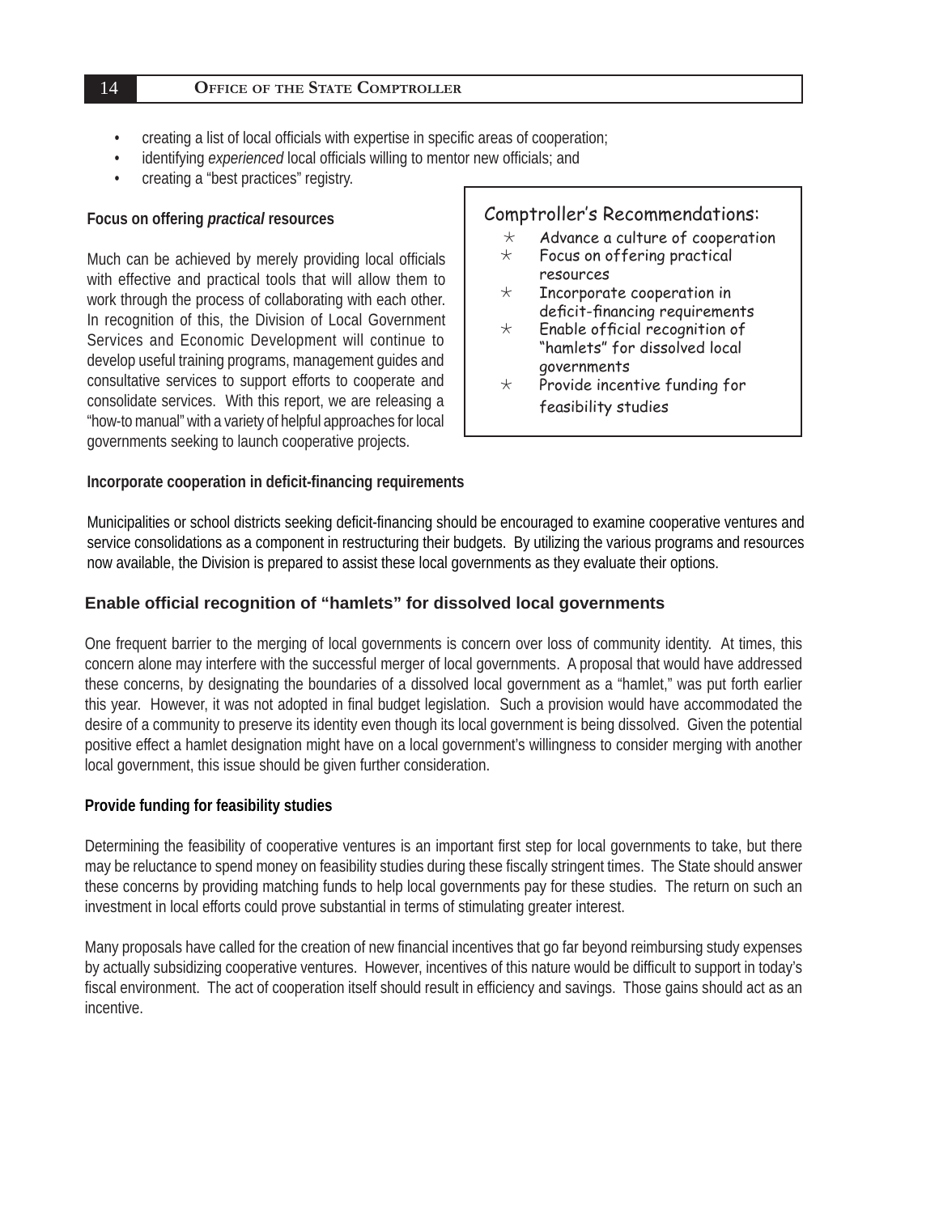- creating a list of local officials with expertise in specific areas of cooperation;
- identifying *experienced* local officials willing to mentor new officials; and
- creating a "best practices" registry.

**Focus on offering *practical* resources**

Much can be achieved by merely providing local officials with effective and practical tools that will allow them to work through the process of collaborating with each other. In recognition of this, the Division of Local Government Services and Economic Development will continue to develop useful training programs, management guides and consultative services to support efforts to cooperate and consolidate services. With this report, we are releasing a "how-to manual" with a variety of helpful approaches for local governments seeking to launch cooperative projects.

> Comptroller's Recommendations:
>
> - Advance a culture of cooperation
> - Focus on offering practical resources
> - Incorporate cooperation in deficit-financing requirements
> - Enable official recognition of "hamlets" for dissolved local governments
> - Provide incentive funding for feasibility studies

**Incorporate cooperation in deficit-financing requirements**

Municipalities or school districts seeking deficit-financing should be encouraged to examine cooperative ventures and service consolidations as a component in restructuring their budgets. By utilizing the various programs and resources now available, the Division is prepared to assist these local governments as they evaluate their options.

## Enable official recognition of "hamlets" for dissolved local governments

One frequent barrier to the merging of local governments is concern over loss of community identity. At times, this concern alone may interfere with the successful merger of local governments. A proposal that would have addressed these concerns, by designating the boundaries of a dissolved local government as a "hamlet," was put forth earlier this year. However, it was not adopted in final budget legislation. Such a provision would have accommodated the desire of a community to preserve its identity even though its local government is being dissolved. Given the potential positive effect a hamlet designation might have on a local government's willingness to consider merging with another local government, this issue should be given further consideration.

**Provide funding for feasibility studies**

Determining the feasibility of cooperative ventures is an important first step for local governments to take, but there may be reluctance to spend money on feasibility studies during these fiscally stringent times. The State should answer these concerns by providing matching funds to help local governments pay for these studies. The return on such an investment in local efforts could prove substantial in terms of stimulating greater interest.

Many proposals have called for the creation of new financial incentives that go far beyond reimbursing study expenses by actually subsidizing cooperative ventures. However, incentives of this nature would be difficult to support in today's fiscal environment. The act of cooperation itself should result in efficiency and savings. Those gains should act as an incentive.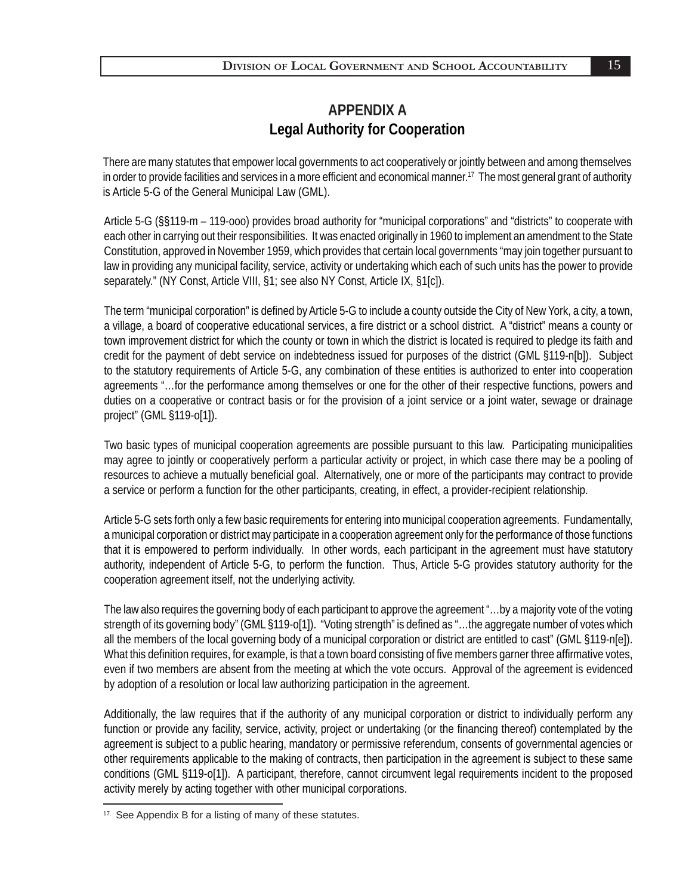# APPENDIX A
## Legal Authority for Cooperation

There are many statutes that empower local governments to act cooperatively or jointly between and among themselves in order to provide facilities and services in a more efficient and economical manner.[17] The most general grant of authority is Article 5-G of the General Municipal Law (GML).

Article 5-G (§§119-m – 119-ooo) provides broad authority for "municipal corporations" and "districts" to cooperate with each other in carrying out their responsibilities. It was enacted originally in 1960 to implement an amendment to the State Constitution, approved in November 1959, which provides that certain local governments "may join together pursuant to law in providing any municipal facility, service, activity or undertaking which each of such units has the power to provide separately." (NY Const, Article VIII, §1; see also NY Const, Article IX, §1[c]).

The term "municipal corporation" is defined by Article 5-G to include a county outside the City of New York, a city, a town, a village, a board of cooperative educational services, a fire district or a school district. A "district" means a county or town improvement district for which the county or town in which the district is located is required to pledge its faith and credit for the payment of debt service on indebtedness issued for purposes of the district (GML §119-n[b]). Subject to the statutory requirements of Article 5-G, any combination of these entities is authorized to enter into cooperation agreements "…for the performance among themselves or one for the other of their respective functions, powers and duties on a cooperative or contract basis or for the provision of a joint service or a joint water, sewage or drainage project" (GML §119-o[1]).

Two basic types of municipal cooperation agreements are possible pursuant to this law. Participating municipalities may agree to jointly or cooperatively perform a particular activity or project, in which case there may be a pooling of resources to achieve a mutually beneficial goal. Alternatively, one or more of the participants may contract to provide a service or perform a function for the other participants, creating, in effect, a provider-recipient relationship.

Article 5-G sets forth only a few basic requirements for entering into municipal cooperation agreements. Fundamentally, a municipal corporation or district may participate in a cooperation agreement only for the performance of those functions that it is empowered to perform individually. In other words, each participant in the agreement must have statutory authority, independent of Article 5-G, to perform the function. Thus, Article 5-G provides statutory authority for the cooperation agreement itself, not the underlying activity.

The law also requires the governing body of each participant to approve the agreement "…by a majority vote of the voting strength of its governing body" (GML §119-o[1]). "Voting strength" is defined as "…the aggregate number of votes which all the members of the local governing body of a municipal corporation or district are entitled to cast" (GML §119-n[e]). What this definition requires, for example, is that a town board consisting of five members garner three affirmative votes, even if two members are absent from the meeting at which the vote occurs. Approval of the agreement is evidenced by adoption of a resolution or local law authorizing participation in the agreement.

Additionally, the law requires that if the authority of any municipal corporation or district to individually perform any function or provide any facility, service, activity, project or undertaking (or the financing thereof) contemplated by the agreement is subject to a public hearing, mandatory or permissive referendum, consents of governmental agencies or other requirements applicable to the making of contracts, then participation in the agreement is subject to these same conditions (GML §119-o[1]). A participant, therefore, cannot circumvent legal requirements incident to the proposed activity merely by acting together with other municipal corporations.

---

[17] See Appendix B for a listing of many of these statutes.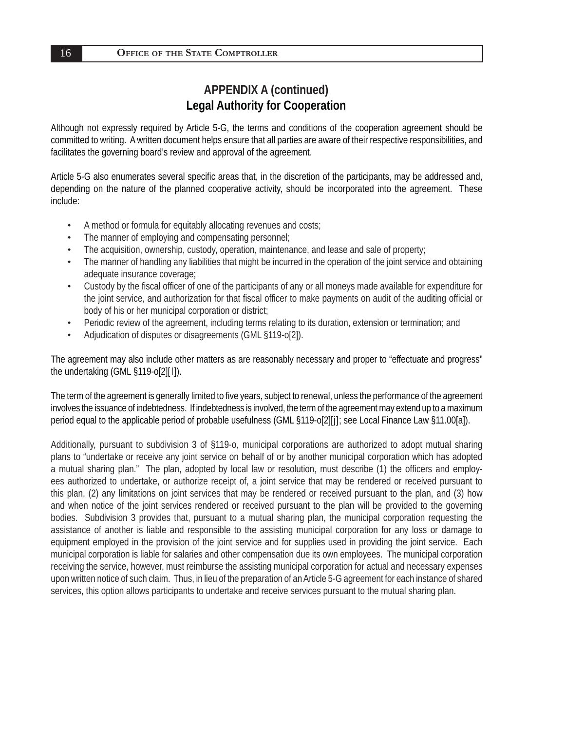# APPENDIX A (continued)
## Legal Authority for Cooperation

Although not expressly required by Article 5-G, the terms and conditions of the cooperation agreement should be committed to writing. A written document helps ensure that all parties are aware of their respective responsibilities, and facilitates the governing board's review and approval of the agreement.

Article 5-G also enumerates several specific areas that, in the discretion of the participants, may be addressed and, depending on the nature of the planned cooperative activity, should be incorporated into the agreement. These include:

- A method or formula for equitably allocating revenues and costs;
- The manner of employing and compensating personnel;
- The acquisition, ownership, custody, operation, maintenance, and lease and sale of property;
- The manner of handling any liabilities that might be incurred in the operation of the joint service and obtaining adequate insurance coverage;
- Custody by the fiscal officer of one of the participants of any or all moneys made available for expenditure for the joint service, and authorization for that fiscal officer to make payments on audit of the auditing official or body of his or her municipal corporation or district;
- Periodic review of the agreement, including terms relating to its duration, extension or termination; and
- Adjudication of disputes or disagreements (GML §119-o[2]).

The agreement may also include other matters as are reasonably necessary and proper to "effectuate and progress" the undertaking (GML §119-o[2][l]).

The term of the agreement is generally limited to five years, subject to renewal, unless the performance of the agreement involves the issuance of indebtedness. If indebtedness is involved, the term of the agreement may extend up to a maximum period equal to the applicable period of probable usefulness (GML §119-o[2][j]; see Local Finance Law §11.00[a]).

Additionally, pursuant to subdivision 3 of §119-o, municipal corporations are authorized to adopt mutual sharing plans to "undertake or receive any joint service on behalf of or by another municipal corporation which has adopted a mutual sharing plan." The plan, adopted by local law or resolution, must describe (1) the officers and employees authorized to undertake, or authorize receipt of, a joint service that may be rendered or received pursuant to this plan, (2) any limitations on joint services that may be rendered or received pursuant to the plan, and (3) how and when notice of the joint services rendered or received pursuant to the plan will be provided to the governing bodies. Subdivision 3 provides that, pursuant to a mutual sharing plan, the municipal corporation requesting the assistance of another is liable and responsible to the assisting municipal corporation for any loss or damage to equipment employed in the provision of the joint service and for supplies used in providing the joint service. Each municipal corporation is liable for salaries and other compensation due its own employees. The municipal corporation receiving the service, however, must reimburse the assisting municipal corporation for actual and necessary expenses upon written notice of such claim. Thus, in lieu of the preparation of an Article 5-G agreement for each instance of shared services, this option allows participants to undertake and receive services pursuant to the mutual sharing plan.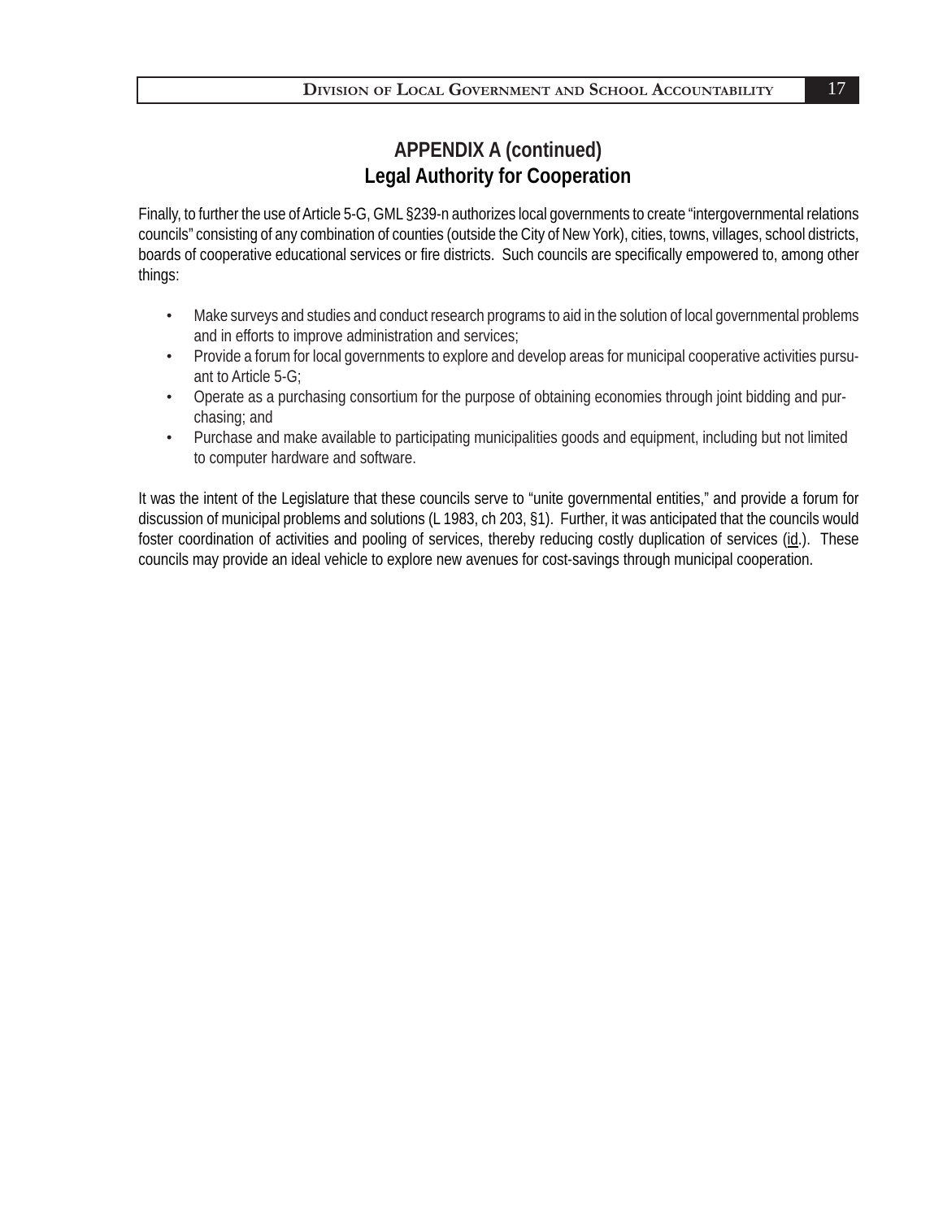## APPENDIX A (continued)
## Legal Authority for Cooperation

Finally, to further the use of Article 5-G, GML §239-n authorizes local governments to create "intergovernmental relations councils" consisting of any combination of counties (outside the City of New York), cities, towns, villages, school districts, boards of cooperative educational services or fire districts. Such councils are specifically empowered to, among other things:

- Make surveys and studies and conduct research programs to aid in the solution of local governmental problems and in efforts to improve administration and services;
- Provide a forum for local governments to explore and develop areas for municipal cooperative activities pursuant to Article 5-G;
- Operate as a purchasing consortium for the purpose of obtaining economies through joint bidding and purchasing; and
- Purchase and make available to participating municipalities goods and equipment, including but not limited to computer hardware and software.

It was the intent of the Legislature that these councils serve to "unite governmental entities," and provide a forum for discussion of municipal problems and solutions (L 1983, ch 203, §1). Further, it was anticipated that the councils would foster coordination of activities and pooling of services, thereby reducing costly duplication of services (id.). These councils may provide an ideal vehicle to explore new avenues for cost-savings through municipal cooperation.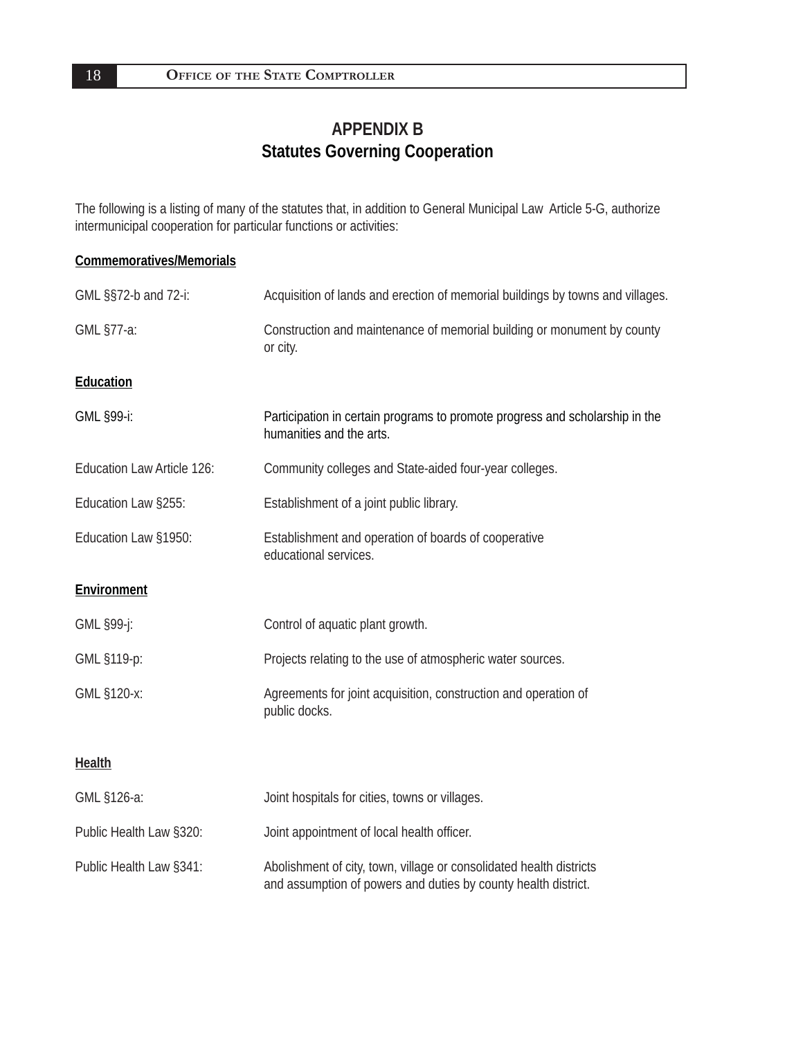# APPENDIX B
## Statutes Governing Cooperation

The following is a listing of many of the statutes that, in addition to General Municipal Law Article 5-G, authorize intermunicipal cooperation for particular functions or activities:

**Commemoratives/Memorials**

| | |
|---|---|
| GML §§72-b and 72-i: | Acquisition of lands and erection of memorial buildings by towns and villages. |
| GML §77-a: | Construction and maintenance of memorial building or monument by county or city. |

**Education**

| | |
|---|---|
| GML §99-i: | Participation in certain programs to promote progress and scholarship in the humanities and the arts. |
| Education Law Article 126: | Community colleges and State-aided four-year colleges. |
| Education Law §255: | Establishment of a joint public library. |
| Education Law §1950: | Establishment and operation of boards of cooperative educational services. |

**Environment**

| | |
|---|---|
| GML §99-j: | Control of aquatic plant growth. |
| GML §119-p: | Projects relating to the use of atmospheric water sources. |
| GML §120-x: | Agreements for joint acquisition, construction and operation of public docks. |

**Health**

| | |
|---|---|
| GML §126-a: | Joint hospitals for cities, towns or villages. |
| Public Health Law §320: | Joint appointment of local health officer. |
| Public Health Law §341: | Abolishment of city, town, village or consolidated health districts and assumption of powers and duties by county health district. |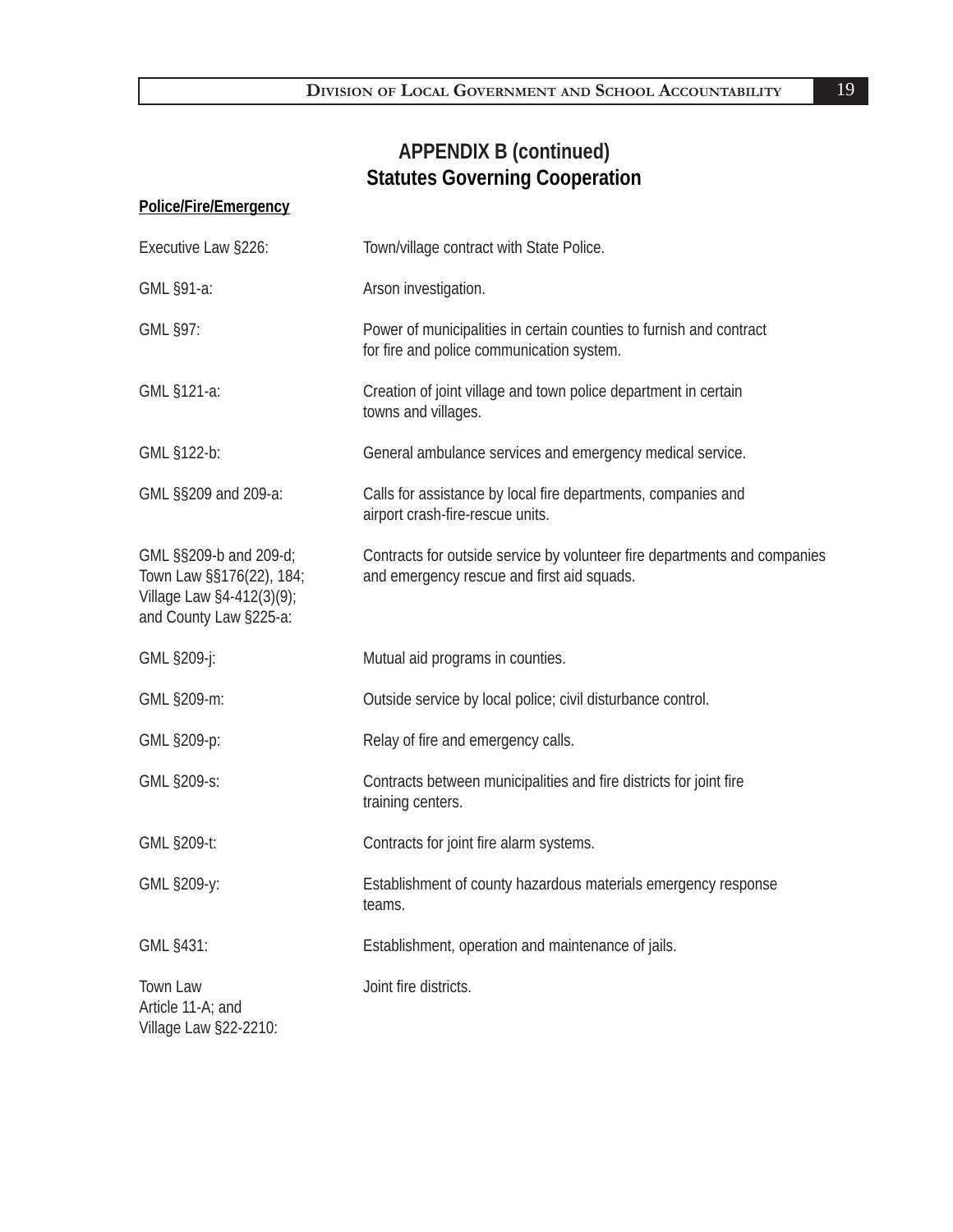# APPENDIX B (continued)
## Statutes Governing Cooperation

**Police/Fire/Emergency**

| Statute | Description |
|---|---|
| Executive Law §226: | Town/village contract with State Police. |
| GML §91-a: | Arson investigation. |
| GML §97: | Power of municipalities in certain counties to furnish and contract for fire and police communication system. |
| GML §121-a: | Creation of joint village and town police department in certain towns and villages. |
| GML §122-b: | General ambulance services and emergency medical service. |
| GML §§209 and 209-a: | Calls for assistance by local fire departments, companies and airport crash-fire-rescue units. |
| GML §§209-b and 209-d; Town Law §§176(22), 184; Village Law §4-412(3)(9); and County Law §225-a: | Contracts for outside service by volunteer fire departments and companies and emergency rescue and first aid squads. |
| GML §209-j: | Mutual aid programs in counties. |
| GML §209-m: | Outside service by local police; civil disturbance control. |
| GML §209-p: | Relay of fire and emergency calls. |
| GML §209-s: | Contracts between municipalities and fire districts for joint fire training centers. |
| GML §209-t: | Contracts for joint fire alarm systems. |
| GML §209-y: | Establishment of county hazardous materials emergency response teams. |
| GML §431: | Establishment, operation and maintenance of jails. |
| Town Law Article 11-A; and Village Law §22-2210: | Joint fire districts. |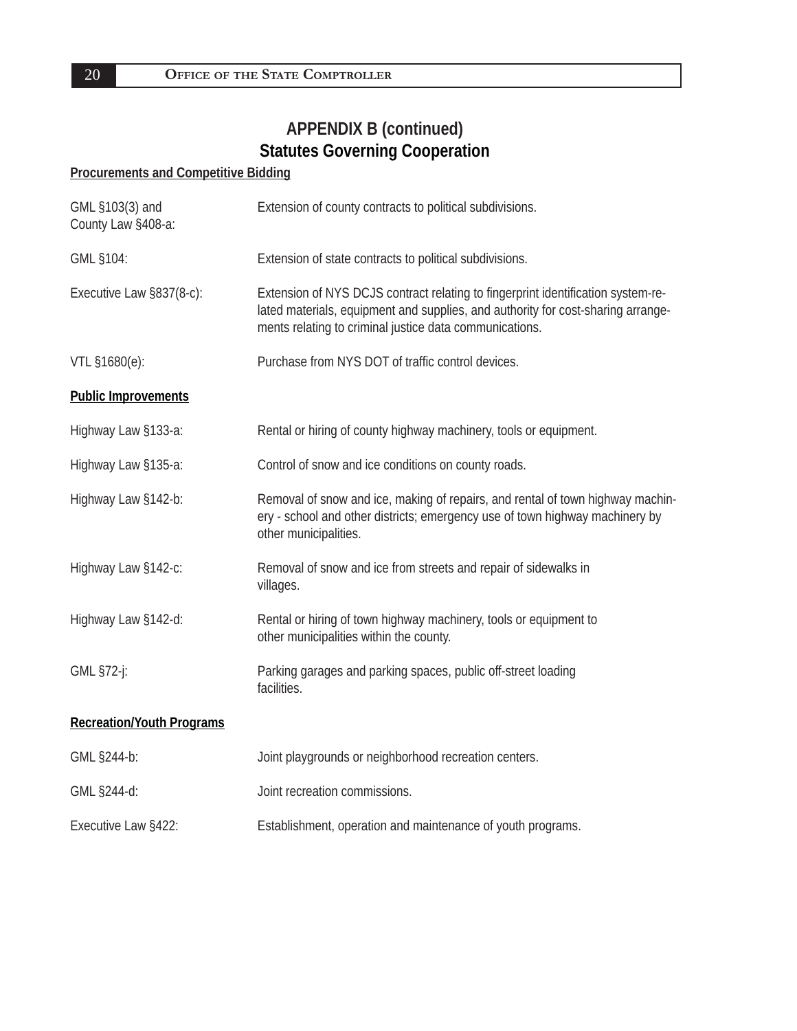# APPENDIX B (continued)
## Statutes Governing Cooperation

**Procurements and Competitive Bidding**

| | |
|---|---|
| GML §103(3) and County Law §408-a: | Extension of county contracts to political subdivisions. |
| GML §104: | Extension of state contracts to political subdivisions. |
| Executive Law §837(8-c): | Extension of NYS DCJS contract relating to fingerprint identification system-related materials, equipment and supplies, and authority for cost-sharing arrangements relating to criminal justice data communications. |
| VTL §1680(e): | Purchase from NYS DOT of traffic control devices. |

**Public Improvements**

| | |
|---|---|
| Highway Law §133-a: | Rental or hiring of county highway machinery, tools or equipment. |
| Highway Law §135-a: | Control of snow and ice conditions on county roads. |
| Highway Law §142-b: | Removal of snow and ice, making of repairs, and rental of town highway machinery - school and other districts; emergency use of town highway machinery by other municipalities. |
| Highway Law §142-c: | Removal of snow and ice from streets and repair of sidewalks in villages. |
| Highway Law §142-d: | Rental or hiring of town highway machinery, tools or equipment to other municipalities within the county. |
| GML §72-j: | Parking garages and parking spaces, public off-street loading facilities. |

**Recreation/Youth Programs**

| | |
|---|---|
| GML §244-b: | Joint playgrounds or neighborhood recreation centers. |
| GML §244-d: | Joint recreation commissions. |
| Executive Law §422: | Establishment, operation and maintenance of youth programs. |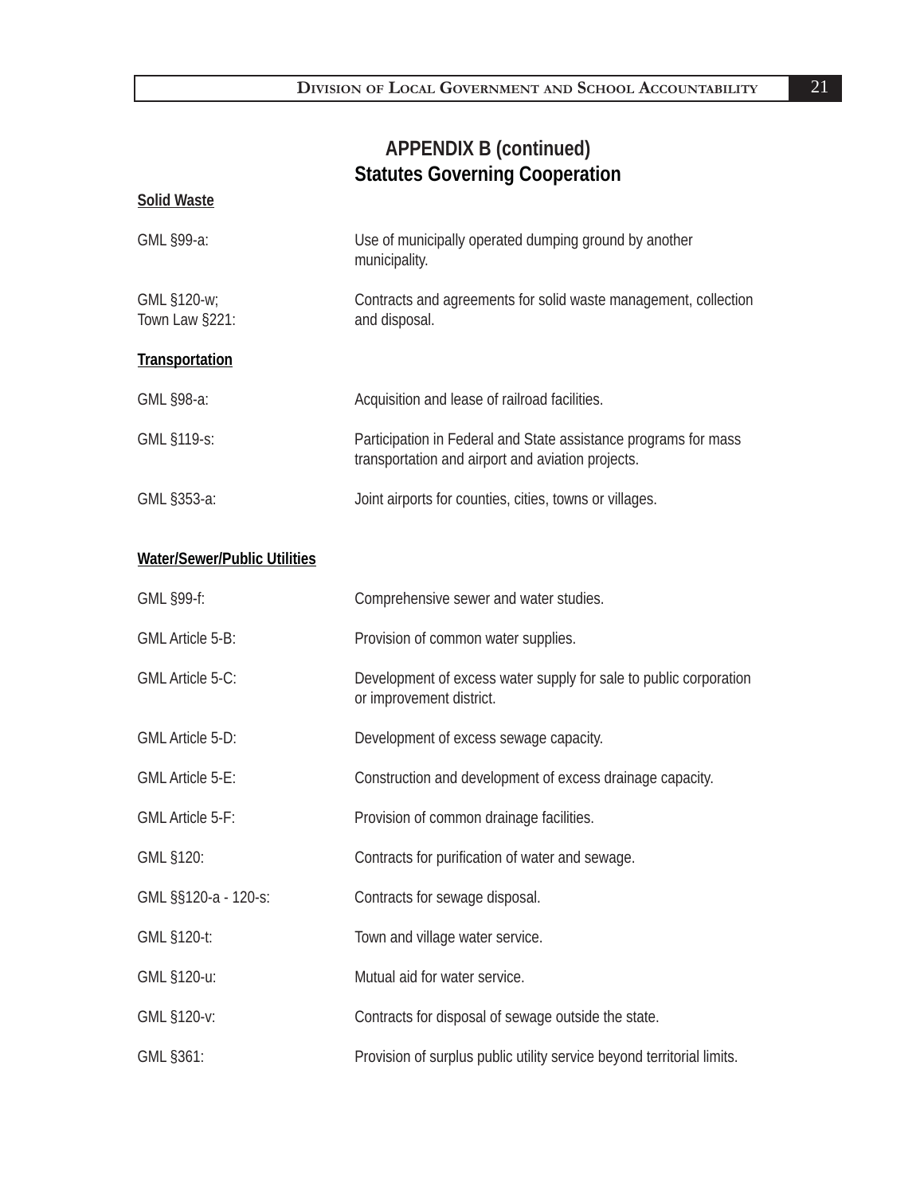# APPENDIX B (continued)
## Statutes Governing Cooperation

**Solid Waste**

| | |
|---|---|
| GML §99-a: | Use of municipally operated dumping ground by another municipality. |
| GML §120-w; Town Law §221: | Contracts and agreements for solid waste management, collection and disposal. |

**Transportation**

| | |
|---|---|
| GML §98-a: | Acquisition and lease of railroad facilities. |
| GML §119-s: | Participation in Federal and State assistance programs for mass transportation and airport and aviation projects. |
| GML §353-a: | Joint airports for counties, cities, towns or villages. |

**Water/Sewer/Public Utilities**

| | |
|---|---|
| GML §99-f: | Comprehensive sewer and water studies. |
| GML Article 5-B: | Provision of common water supplies. |
| GML Article 5-C: | Development of excess water supply for sale to public corporation or improvement district. |
| GML Article 5-D: | Development of excess sewage capacity. |
| GML Article 5-E: | Construction and development of excess drainage capacity. |
| GML Article 5-F: | Provision of common drainage facilities. |
| GML §120: | Contracts for purification of water and sewage. |
| GML §§120-a - 120-s: | Contracts for sewage disposal. |
| GML §120-t: | Town and village water service. |
| GML §120-u: | Mutual aid for water service. |
| GML §120-v: | Contracts for disposal of sewage outside the state. |
| GML §361: | Provision of surplus public utility service beyond territorial limits. |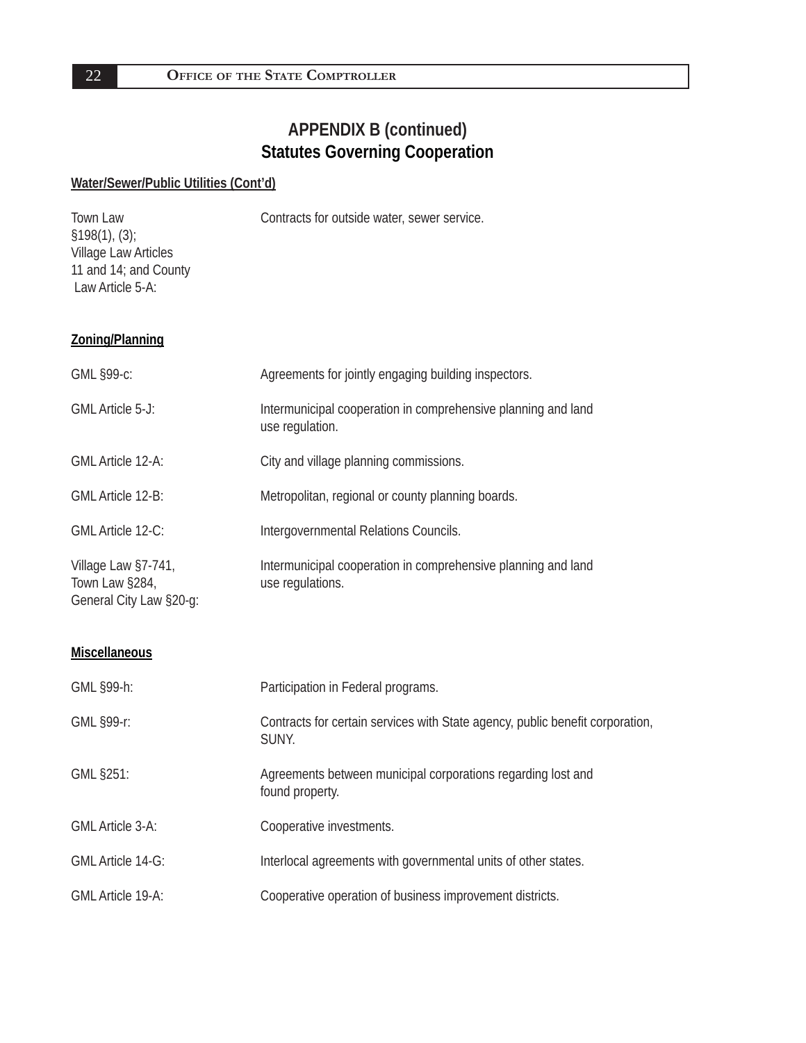## APPENDIX B (continued)
## Statutes Governing Cooperation

**Water/Sewer/Public Utilities (Cont'd)**

| | |
|---|---|
| Town Law §198(1), (3); Village Law Articles 11 and 14; and County Law Article 5-A: | Contracts for outside water, sewer service. |

**Zoning/Planning**

| | |
|---|---|
| GML §99-c: | Agreements for jointly engaging building inspectors. |
| GML Article 5-J: | Intermunicipal cooperation in comprehensive planning and land use regulation. |
| GML Article 12-A: | City and village planning commissions. |
| GML Article 12-B: | Metropolitan, regional or county planning boards. |
| GML Article 12-C: | Intergovernmental Relations Councils. |
| Village Law §7-741, Town Law §284, General City Law §20-g: | Intermunicipal cooperation in comprehensive planning and land use regulations. |

**Miscellaneous**

| | |
|---|---|
| GML §99-h: | Participation in Federal programs. |
| GML §99-r: | Contracts for certain services with State agency, public benefit corporation, SUNY. |
| GML §251: | Agreements between municipal corporations regarding lost and found property. |
| GML Article 3-A: | Cooperative investments. |
| GML Article 14-G: | Interlocal agreements with governmental units of other states. |
| GML Article 19-A: | Cooperative operation of business improvement districts. |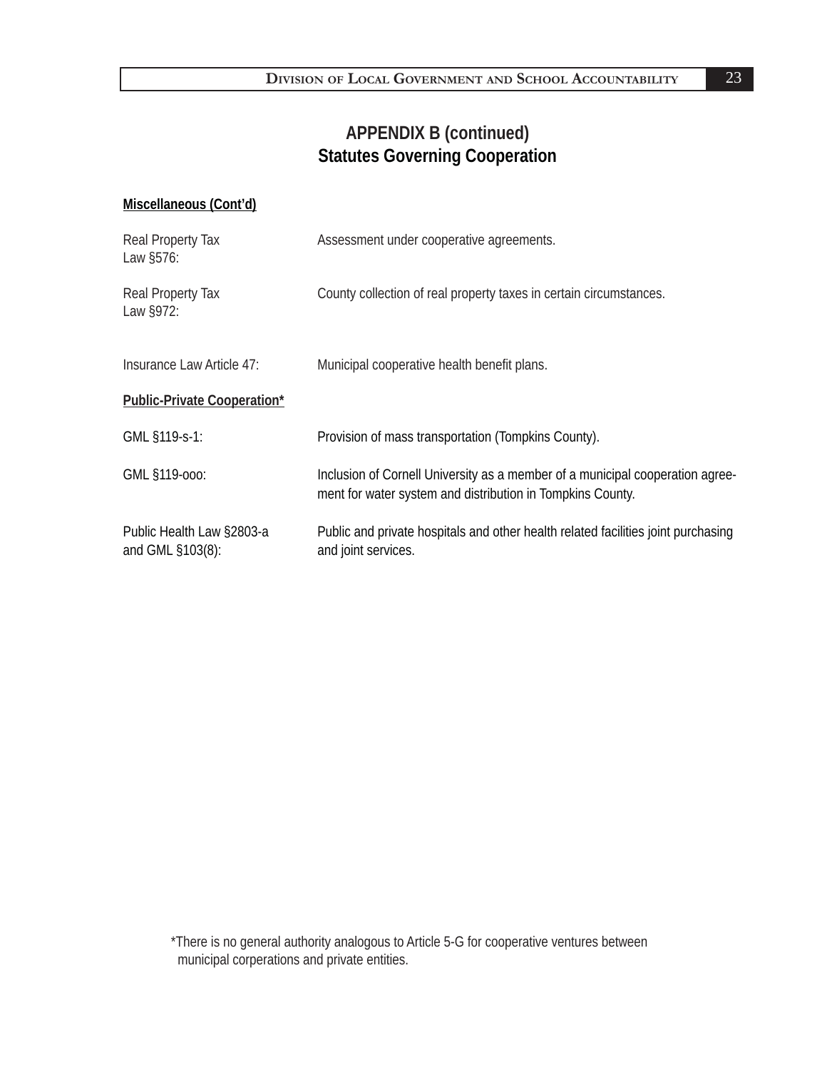## APPENDIX B (continued)
## Statutes Governing Cooperation

**Miscellaneous (Cont'd)**

| | |
|---|---|
| Real Property Tax Law §576: | Assessment under cooperative agreements. |
| Real Property Tax Law §972: | County collection of real property taxes in certain circumstances. |
| Insurance Law Article 47: | Municipal cooperative health benefit plans. |

**Public-Private Cooperation***

| | |
|---|---|
| GML §119-s-1: | Provision of mass transportation (Tompkins County). |
| GML §119-ooo: | Inclusion of Cornell University as a member of a municipal cooperation agreement for water system and distribution in Tompkins County. |
| Public Health Law §2803-a and GML §103(8): | Public and private hospitals and other health related facilities joint purchasing and joint services. |

*There is no general authority analogous to Article 5-G for cooperative ventures between municipal corperations and private entities.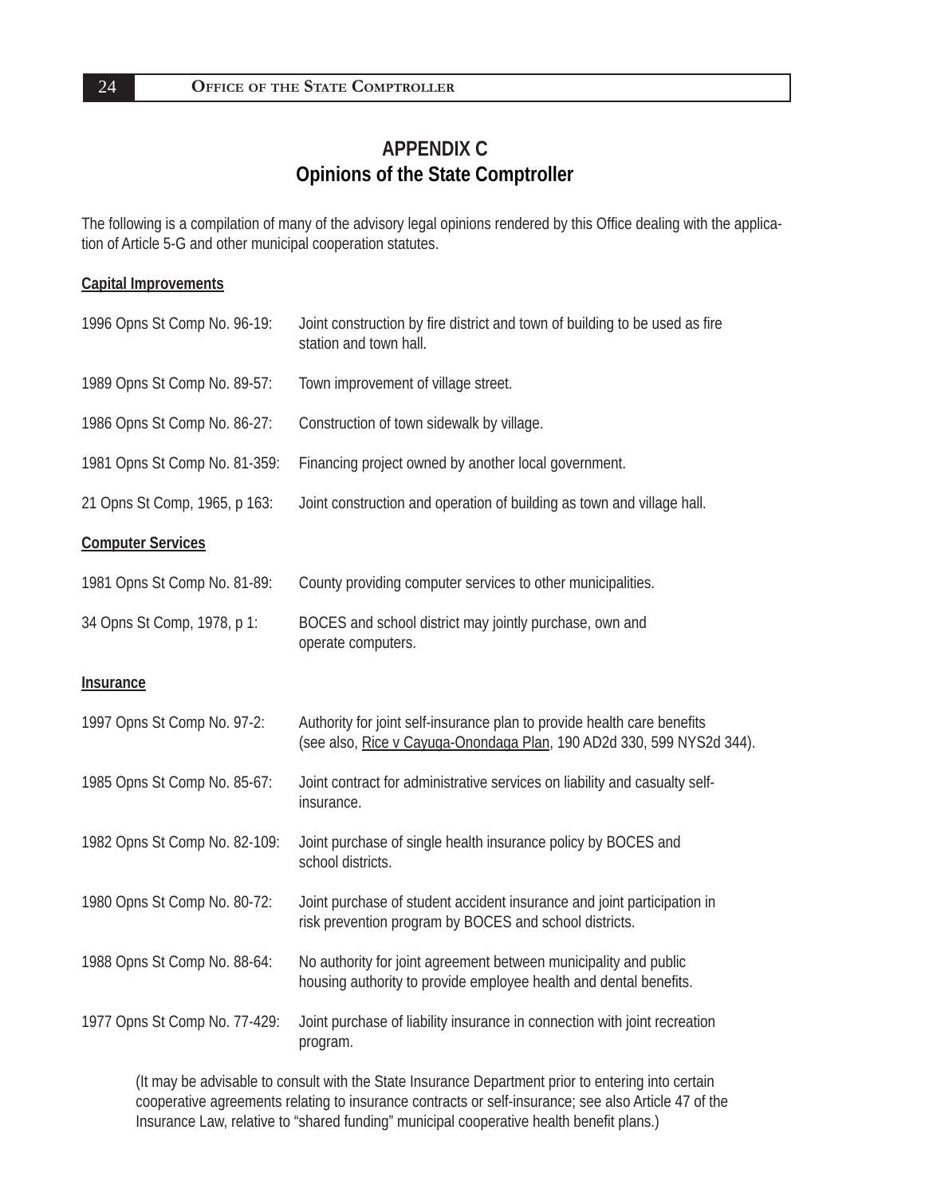# APPENDIX C
## Opinions of the State Comptroller

The following is a compilation of many of the advisory legal opinions rendered by this Office dealing with the application of Article 5-G and other municipal cooperation statutes.

**Capital Improvements**

| | |
|---|---|
| 1996 Opns St Comp No. 96-19: | Joint construction by fire district and town of building to be used as fire station and town hall. |
| 1989 Opns St Comp No. 89-57: | Town improvement of village street. |
| 1986 Opns St Comp No. 86-27: | Construction of town sidewalk by village. |
| 1981 Opns St Comp No. 81-359: | Financing project owned by another local government. |
| 21 Opns St Comp, 1965, p 163: | Joint construction and operation of building as town and village hall. |

**Computer Services**

| | |
|---|---|
| 1981 Opns St Comp No. 81-89: | County providing computer services to other municipalities. |
| 34 Opns St Comp, 1978, p 1: | BOCES and school district may jointly purchase, own and operate computers. |

**Insurance**

| | |
|---|---|
| 1997 Opns St Comp No. 97-2: | Authority for joint self-insurance plan to provide health care benefits (see also, Rice v Cayuga-Onondaga Plan, 190 AD2d 330, 599 NYS2d 344). |
| 1985 Opns St Comp No. 85-67: | Joint contract for administrative services on liability and casualty self-insurance. |
| 1982 Opns St Comp No. 82-109: | Joint purchase of single health insurance policy by BOCES and school districts. |
| 1980 Opns St Comp No. 80-72: | Joint purchase of student accident insurance and joint participation in risk prevention program by BOCES and school districts. |
| 1988 Opns St Comp No. 88-64: | No authority for joint agreement between municipality and public housing authority to provide employee health and dental benefits. |
| 1977 Opns St Comp No. 77-429: | Joint purchase of liability insurance in connection with joint recreation program. |

(It may be advisable to consult with the State Insurance Department prior to entering into certain cooperative agreements relating to insurance contracts or self-insurance; see also Article 47 of the Insurance Law, relative to "shared funding" municipal cooperative health benefit plans.)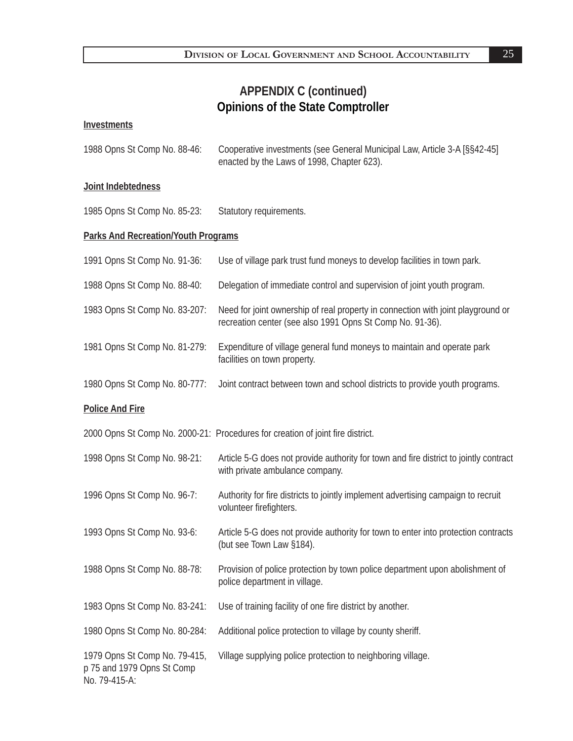## APPENDIX C (continued)
## Opinions of the State Comptroller

**Investments**

1988 Opns St Comp No. 88-46: Cooperative investments (see General Municipal Law, Article 3-A [§§42-45] enacted by the Laws of 1998, Chapter 623).

**Joint Indebtedness**

1985 Opns St Comp No. 85-23: Statutory requirements.

**Parks And Recreation/Youth Programs**

1991 Opns St Comp No. 91-36: Use of village park trust fund moneys to develop facilities in town park.

1988 Opns St Comp No. 88-40: Delegation of immediate control and supervision of joint youth program.

1983 Opns St Comp No. 83-207: Need for joint ownership of real property in connection with joint playground or recreation center (see also 1991 Opns St Comp No. 91-36).

1981 Opns St Comp No. 81-279: Expenditure of village general fund moneys to maintain and operate park facilities on town property.

1980 Opns St Comp No. 80-777: Joint contract between town and school districts to provide youth programs.

**Police And Fire**

2000 Opns St Comp No. 2000-21: Procedures for creation of joint fire district.

1998 Opns St Comp No. 98-21: Article 5-G does not provide authority for town and fire district to jointly contract with private ambulance company.

1996 Opns St Comp No. 96-7: Authority for fire districts to jointly implement advertising campaign to recruit volunteer firefighters.

1993 Opns St Comp No. 93-6: Article 5-G does not provide authority for town to enter into protection contracts (but see Town Law §184).

1988 Opns St Comp No. 88-78: Provision of police protection by town police department upon abolishment of police department in village.

1983 Opns St Comp No. 83-241: Use of training facility of one fire district by another.

1980 Opns St Comp No. 80-284: Additional police protection to village by county sheriff.

1979 Opns St Comp No. 79-415, p 75 and 1979 Opns St Comp No. 79-415-A: Village supplying police protection to neighboring village.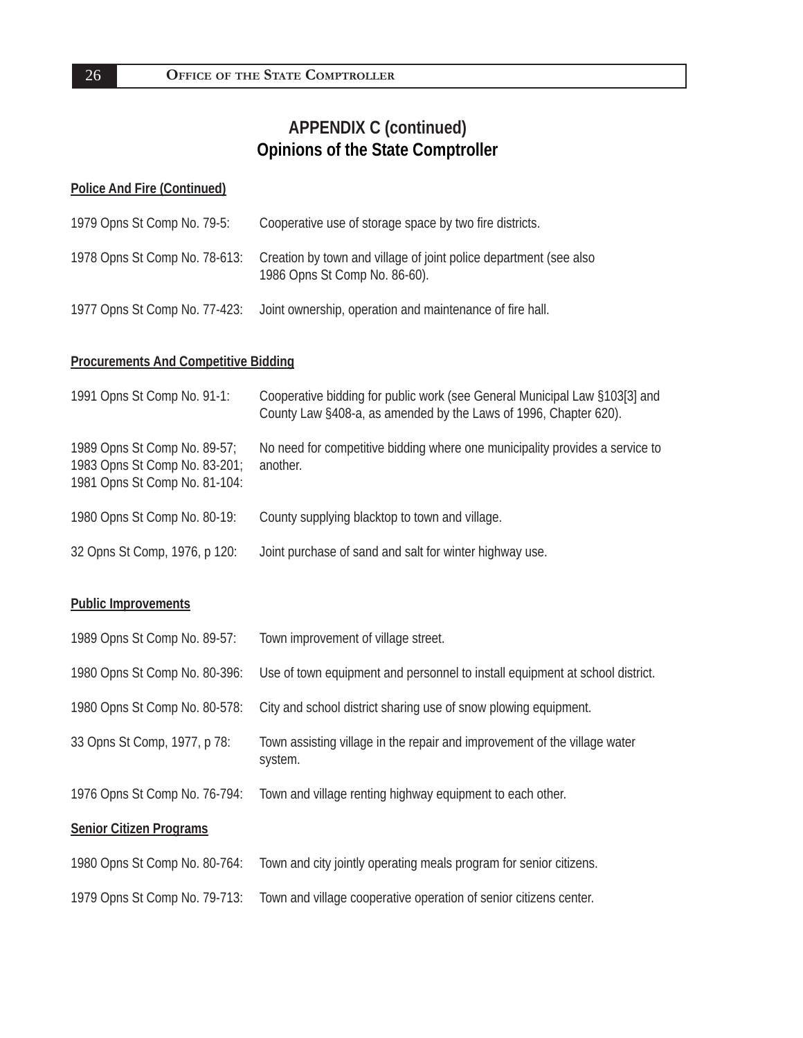## APPENDIX C (continued)
## Opinions of the State Comptroller

**Police And Fire (Continued)**

| | |
|---|---|
| 1979 Opns St Comp No. 79-5: | Cooperative use of storage space by two fire districts. |
| 1978 Opns St Comp No. 78-613: | Creation by town and village of joint police department (see also 1986 Opns St Comp No. 86-60). |
| 1977 Opns St Comp No. 77-423: | Joint ownership, operation and maintenance of fire hall. |

**Procurements And Competitive Bidding**

| | |
|---|---|
| 1991 Opns St Comp No. 91-1: | Cooperative bidding for public work (see General Municipal Law §103[3] and County Law §408-a, as amended by the Laws of 1996, Chapter 620). |
| 1989 Opns St Comp No. 89-57; 1983 Opns St Comp No. 83-201; 1981 Opns St Comp No. 81-104: | No need for competitive bidding where one municipality provides a service to another. |
| 1980 Opns St Comp No. 80-19: | County supplying blacktop to town and village. |
| 32 Opns St Comp, 1976, p 120: | Joint purchase of sand and salt for winter highway use. |

**Public Improvements**

| | |
|---|---|
| 1989 Opns St Comp No. 89-57: | Town improvement of village street. |
| 1980 Opns St Comp No. 80-396: | Use of town equipment and personnel to install equipment at school district. |
| 1980 Opns St Comp No. 80-578: | City and school district sharing use of snow plowing equipment. |
| 33 Opns St Comp, 1977, p 78: | Town assisting village in the repair and improvement of the village water system. |
| 1976 Opns St Comp No. 76-794: | Town and village renting highway equipment to each other. |

**Senior Citizen Programs**

| | |
|---|---|
| 1980 Opns St Comp No. 80-764: | Town and city jointly operating meals program for senior citizens. |
| 1979 Opns St Comp No. 79-713: | Town and village cooperative operation of senior citizens center. |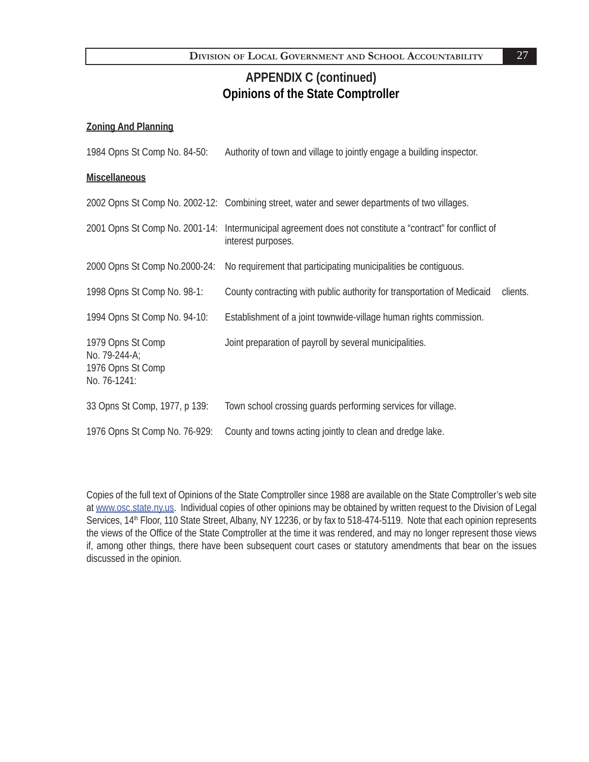## APPENDIX C (continued)
## Opinions of the State Comptroller

**Zoning And Planning**

| | |
|---|---|
| 1984 Opns St Comp No. 84-50: | Authority of town and village to jointly engage a building inspector. |

**Miscellaneous**

| | |
|---|---|
| 2002 Opns St Comp No. 2002-12: | Combining street, water and sewer departments of two villages. |
| 2001 Opns St Comp No. 2001-14: | Intermunicipal agreement does not constitute a “contract” for conflict of interest purposes. |
| 2000 Opns St Comp No.2000-24: | No requirement that participating municipalities be contiguous. |
| 1998 Opns St Comp No. 98-1: | County contracting with public authority for transportation of Medicaid clients. |
| 1994 Opns St Comp No. 94-10: | Establishment of a joint townwide-village human rights commission. |
| 1979 Opns St Comp No. 79-244-A; 1976 Opns St Comp No. 76-1241: | Joint preparation of payroll by several municipalities. |
| 33 Opns St Comp, 1977, p 139: | Town school crossing guards performing services for village. |
| 1976 Opns St Comp No. 76-929: | County and towns acting jointly to clean and dredge lake. |

Copies of the full text of Opinions of the State Comptroller since 1988 are available on the State Comptroller’s web site at www.osc.state.ny.us. Individual copies of other opinions may be obtained by written request to the Division of Legal Services, 14th Floor, 110 State Street, Albany, NY 12236, or by fax to 518-474-5119. Note that each opinion represents the views of the Office of the State Comptroller at the time it was rendered, and may no longer represent those views if, among other things, there have been subsequent court cases or statutory amendments that bear on the issues discussed in the opinion.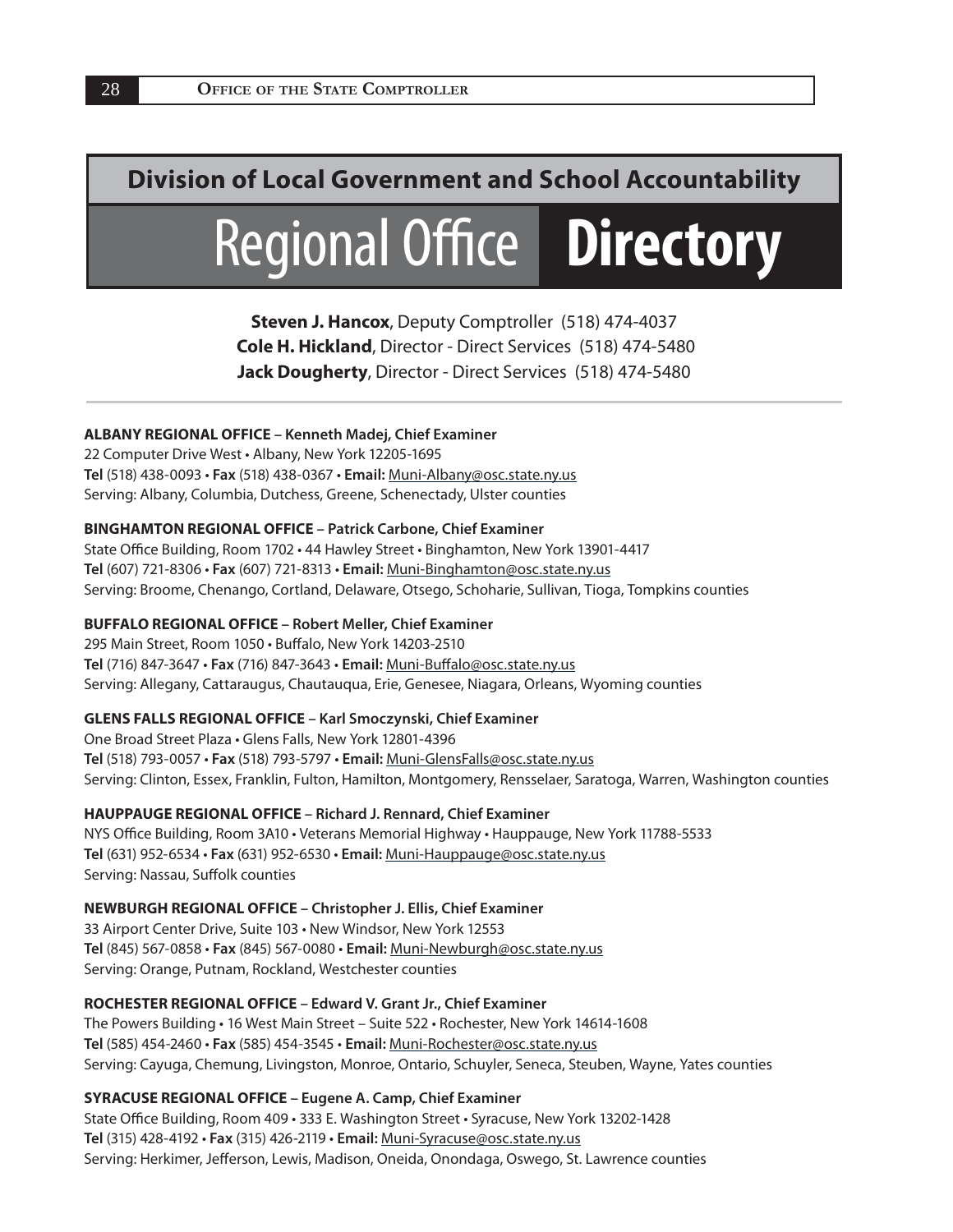## Division of Local Government and School Accountability

# Regional Office **Directory**

**Steven J. Hancox**, Deputy Comptroller (518) 474-4037
**Cole H. Hickland**, Director - Direct Services (518) 474-5480
**Jack Dougherty**, Director - Direct Services (518) 474-5480

---

**ALBANY REGIONAL OFFICE – Kenneth Madej, Chief Examiner**
22 Computer Drive West • Albany, New York 12205-1695
**Tel** (518) 438-0093 • **Fax** (518) 438-0367 • **Email:** Muni-Albany@osc.state.ny.us
Serving: Albany, Columbia, Dutchess, Greene, Schenectady, Ulster counties

**BINGHAMTON REGIONAL OFFICE – Patrick Carbone, Chief Examiner**
State Office Building, Room 1702 • 44 Hawley Street • Binghamton, New York 13901-4417
**Tel** (607) 721-8306 • **Fax** (607) 721-8313 • **Email:** Muni-Binghamton@osc.state.ny.us
Serving: Broome, Chenango, Cortland, Delaware, Otsego, Schoharie, Sullivan, Tioga, Tompkins counties

**BUFFALO REGIONAL OFFICE – Robert Meller, Chief Examiner**
295 Main Street, Room 1050 • Buffalo, New York 14203-2510
**Tel** (716) 847-3647 • **Fax** (716) 847-3643 • **Email:** Muni-Buffalo@osc.state.ny.us
Serving: Allegany, Cattaraugus, Chautauqua, Erie, Genesee, Niagara, Orleans, Wyoming counties

**GLENS FALLS REGIONAL OFFICE – Karl Smoczynski, Chief Examiner**
One Broad Street Plaza • Glens Falls, New York 12801-4396
**Tel** (518) 793-0057 • **Fax** (518) 793-5797 • **Email:** Muni-GlensFalls@osc.state.ny.us
Serving: Clinton, Essex, Franklin, Fulton, Hamilton, Montgomery, Rensselaer, Saratoga, Warren, Washington counties

**HAUPPAUGE REGIONAL OFFICE – Richard J. Rennard, Chief Examiner**
NYS Office Building, Room 3A10 • Veterans Memorial Highway • Hauppauge, New York 11788-5533
**Tel** (631) 952-6534 • **Fax** (631) 952-6530 • **Email:** Muni-Hauppauge@osc.state.ny.us
Serving: Nassau, Suffolk counties

**NEWBURGH REGIONAL OFFICE – Christopher J. Ellis, Chief Examiner**
33 Airport Center Drive, Suite 103 • New Windsor, New York 12553
**Tel** (845) 567-0858 • **Fax** (845) 567-0080 • **Email:** Muni-Newburgh@osc.state.ny.us
Serving: Orange, Putnam, Rockland, Westchester counties

**ROCHESTER REGIONAL OFFICE – Edward V. Grant Jr., Chief Examiner**
The Powers Building • 16 West Main Street – Suite 522 • Rochester, New York 14614-1608
**Tel** (585) 454-2460 • **Fax** (585) 454-3545 • **Email:** Muni-Rochester@osc.state.ny.us
Serving: Cayuga, Chemung, Livingston, Monroe, Ontario, Schuyler, Seneca, Steuben, Wayne, Yates counties

**SYRACUSE REGIONAL OFFICE – Eugene A. Camp, Chief Examiner**
State Office Building, Room 409 • 333 E. Washington Street • Syracuse, New York 13202-1428
**Tel** (315) 428-4192 • **Fax** (315) 426-2119 • **Email:** Muni-Syracuse@osc.state.ny.us
Serving: Herkimer, Jefferson, Lewis, Madison, Oneida, Onondaga, Oswego, St. Lawrence counties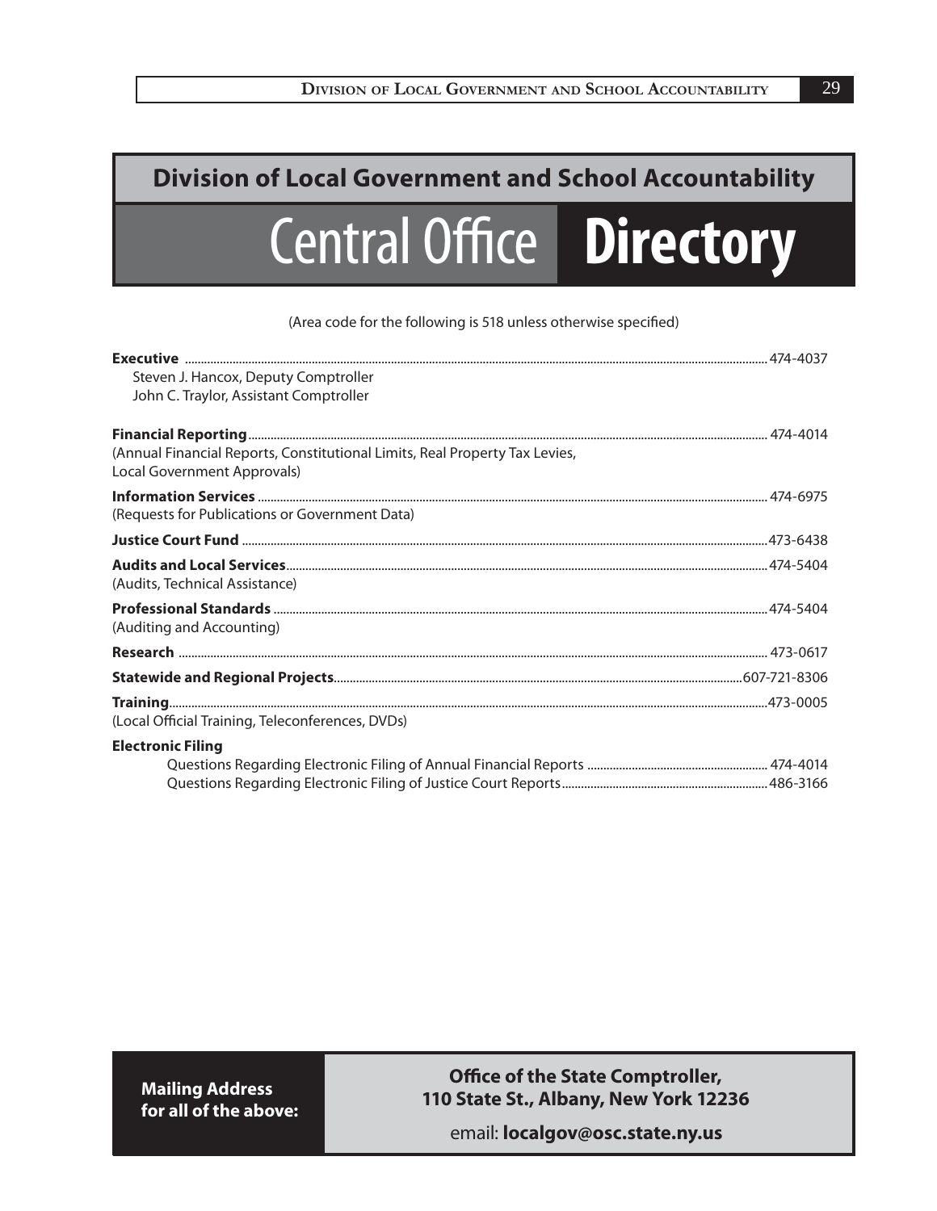# Division of Local Government and School Accountability

## Central Office Directory

(Area code for the following is 518 unless otherwise specified)

**Executive** ........................................ 474-4037
Steven J. Hancox, Deputy Comptroller
John C. Traylor, Assistant Comptroller

**Financial Reporting** ........................................ 474-4014
(Annual Financial Reports, Constitutional Limits, Real Property Tax Levies, Local Government Approvals)

**Information Services** ........................................ 474-6975
(Requests for Publications or Government Data)

**Justice Court Fund** ........................................ 473-6438

**Audits and Local Services** ........................................ 474-5404
(Audits, Technical Assistance)

**Professional Standards** ........................................ 474-5404
(Auditing and Accounting)

**Research** ........................................ 473-0617

**Statewide and Regional Projects** ........................................ 607-721-8306

**Training** ........................................ 473-0005
(Local Official Training, Teleconferences, DVDs)

**Electronic Filing**
Questions Regarding Electronic Filing of Annual Financial Reports ........................................ 474-4014
Questions Regarding Electronic Filing of Justice Court Reports ........................................ 486-3166

**Mailing Address for all of the above:**

**Office of the State Comptroller, 110 State St., Albany, New York 12236**

email: **localgov@osc.state.ny.us**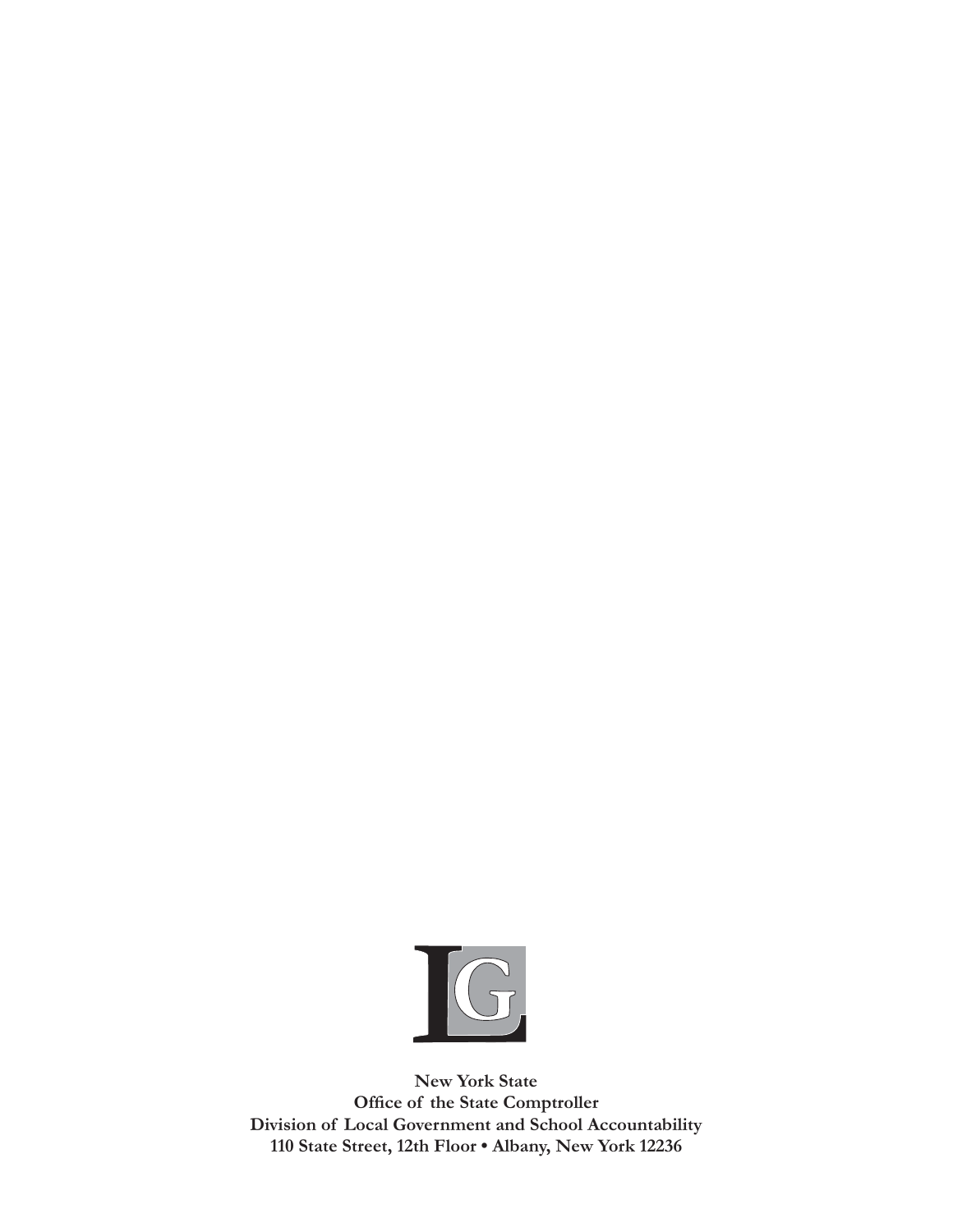**New York State**
**Office of the State Comptroller**
**Division of Local Government and School Accountability**
**110 State Street, 12th Floor • Albany, New York 12236**